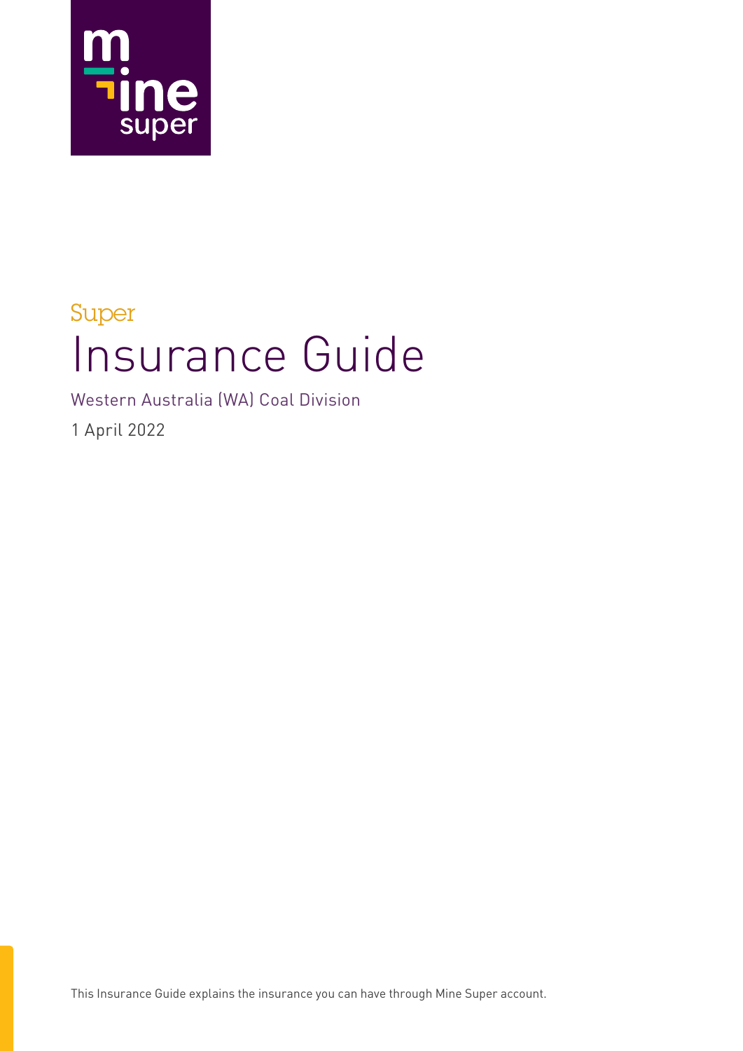mine super

Super

# Insurance Guide

Western Australia (WA) Coal Division

1 April 2022

This Insurance Guide explains the insurance you can have through Mine Super account.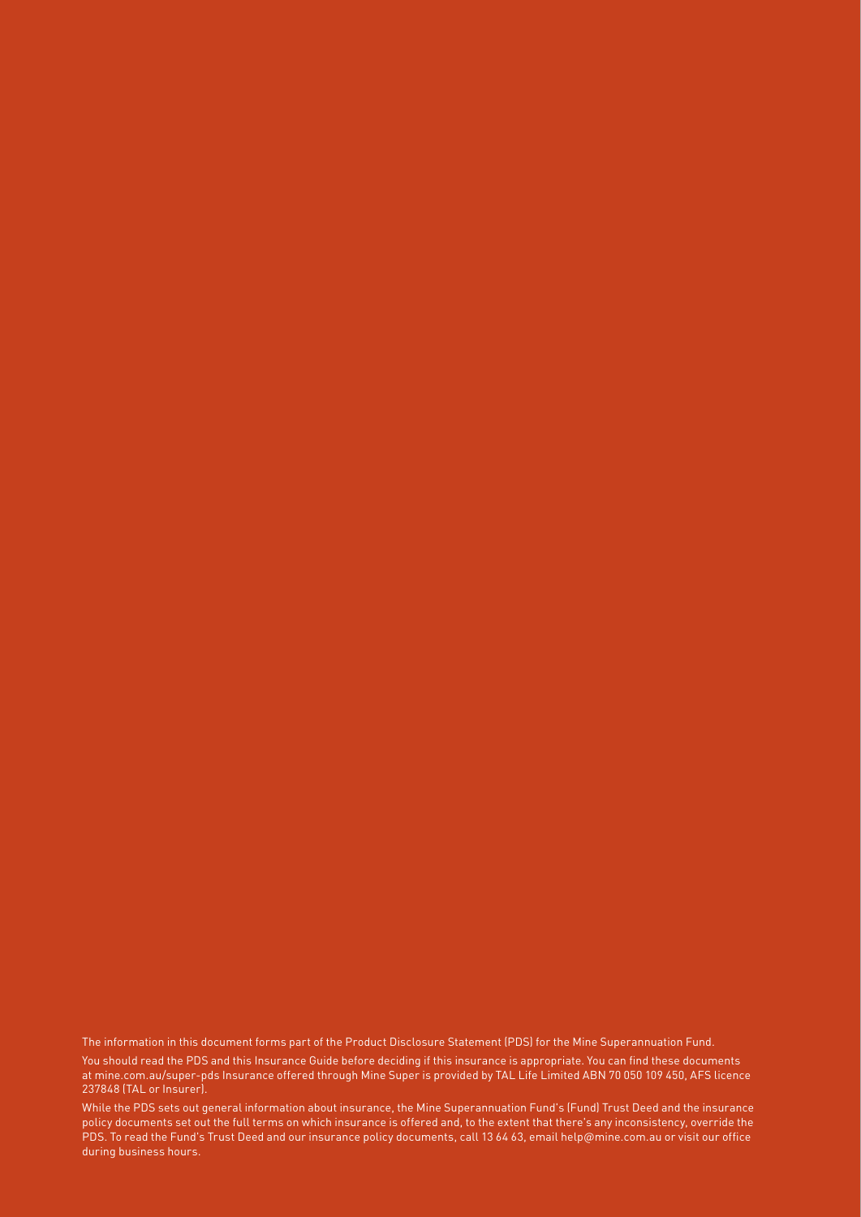The information in this document forms part of the Product Disclosure Statement (PDS) for the Mine Superannuation Fund.

You should read the PDS and this Insurance Guide before deciding if this insurance is appropriate. You can find these documents at mine.com.au/super-pds Insurance offered through Mine Super is provided by TAL Life Limited ABN 70 050 109 450, AFS licence 237848 (TAL or Insurer).

While the PDS sets out general information about insurance, the Mine Superannuation Fund's (Fund) Trust Deed and the insurance policy documents set out the full terms on which insurance is offered and, to the extent that there's any inconsistency, override the PDS. To read the Fund's Trust Deed and our insurance policy documents, call 13 64 63, email help@mine.com.au or visit our office during business hours.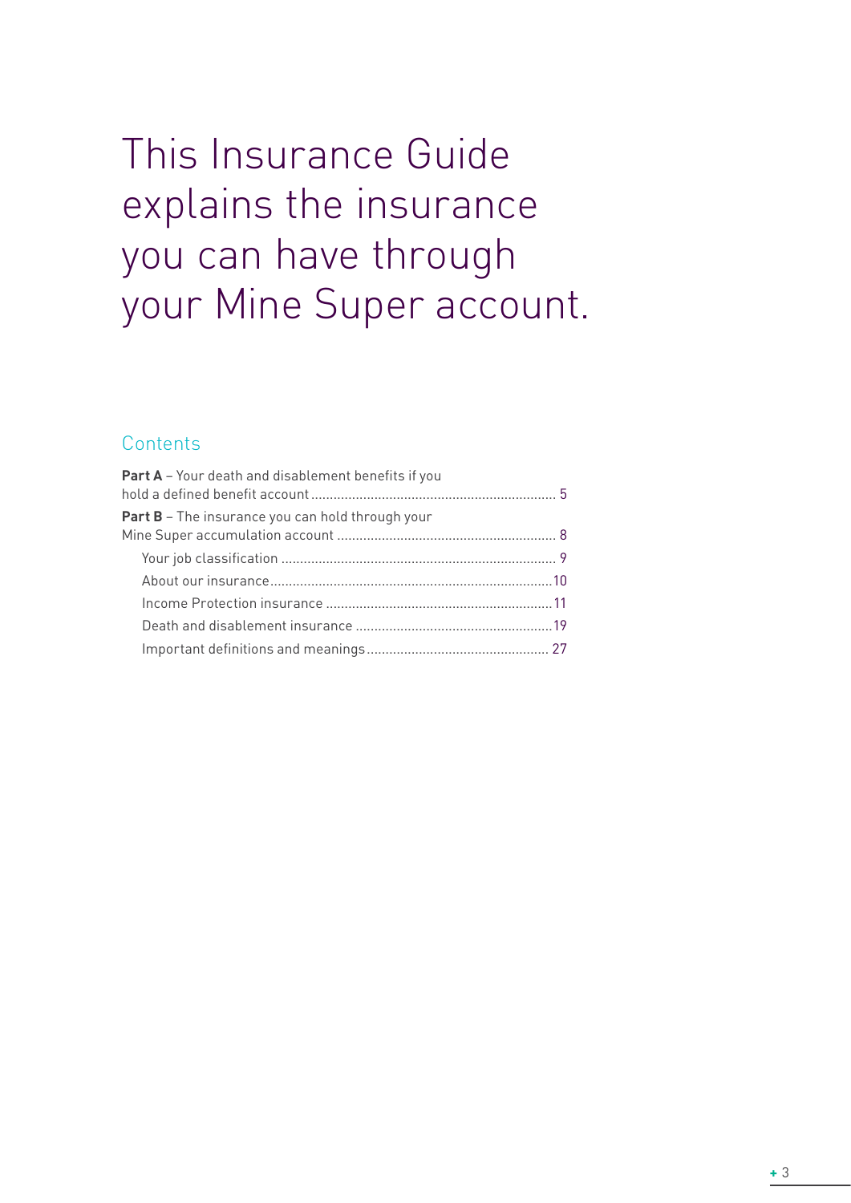# This Insurance Guide explains the insurance you can have through your Mine Super account.

## Contents

**Part A** – Your death and disablement benefits if you hold a defined benefit account ........ 5

**Part B** – The insurance you can hold through your Mine Super accumulation account ........ 8

- Your job classification ........ 9
- About our insurance ........ 10
- Income Protection insurance ........ 11
- Death and disablement insurance ........ 19
- Important definitions and meanings ........ 27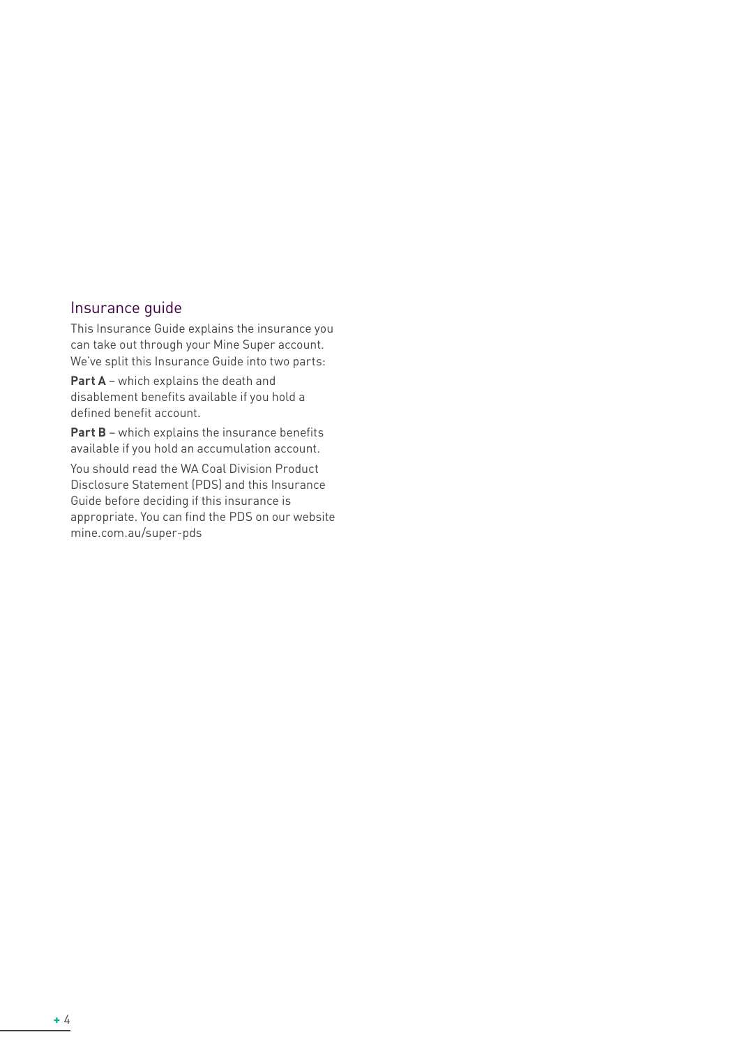## Insurance guide

This Insurance Guide explains the insurance you can take out through your Mine Super account. We've split this Insurance Guide into two parts:

**Part A** – which explains the death and disablement benefits available if you hold a defined benefit account.

**Part B** – which explains the insurance benefits available if you hold an accumulation account.

You should read the WA Coal Division Product Disclosure Statement (PDS) and this Insurance Guide before deciding if this insurance is appropriate. You can find the PDS on our website mine.com.au/super-pds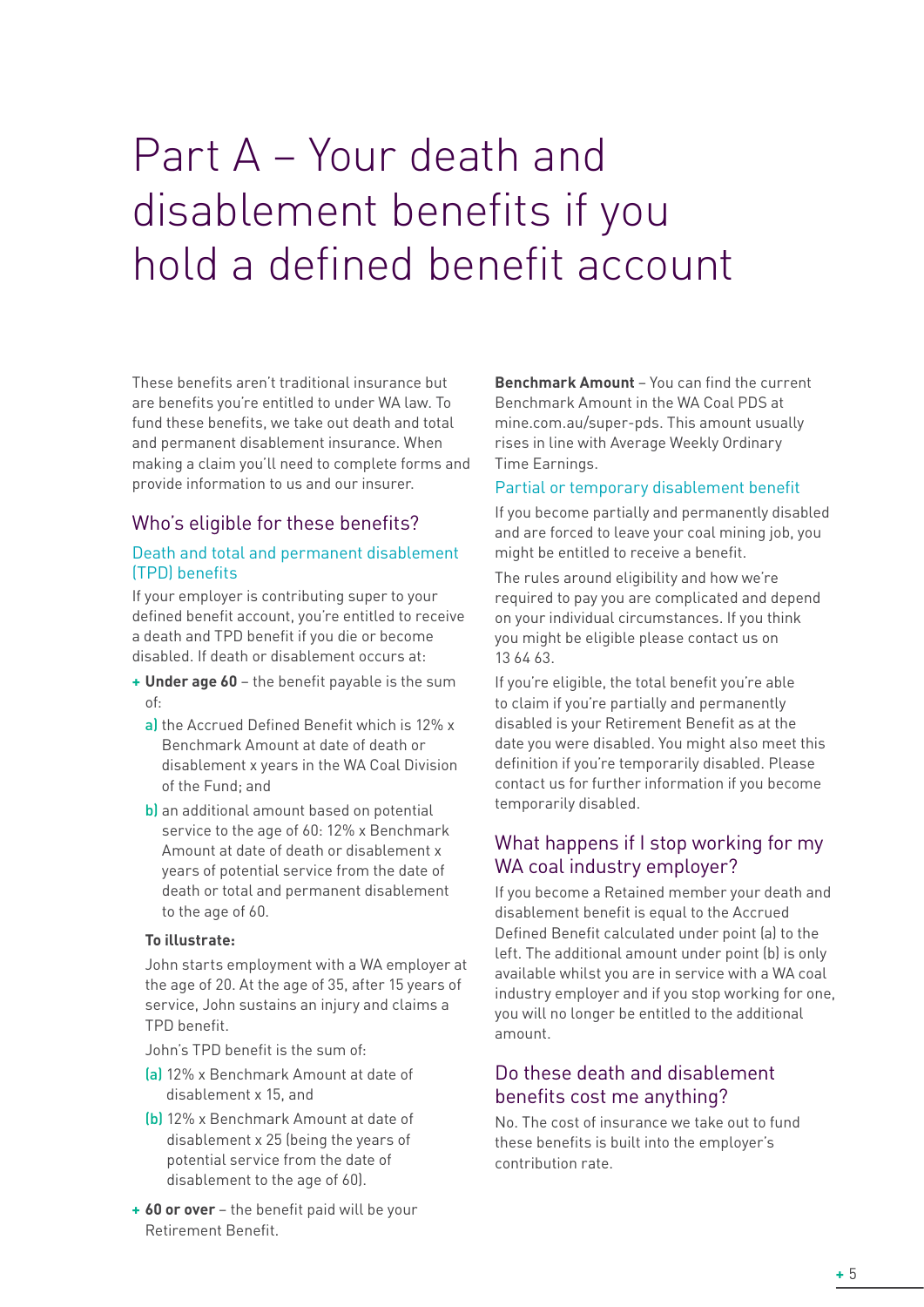# Part A – Your death and disablement benefits if you hold a defined benefit account

These benefits aren't traditional insurance but are benefits you're entitled to under WA law. To fund these benefits, we take out death and total and permanent disablement insurance. When making a claim you'll need to complete forms and provide information to us and our insurer.

## Who's eligible for these benefits?

### Death and total and permanent disablement (TPD) benefits

If your employer is contributing super to your defined benefit account, you're entitled to receive a death and TPD benefit if you die or become disabled. If death or disablement occurs at:

+ **Under age 60** – the benefit payable is the sum of:
  a) the Accrued Defined Benefit which is 12% x Benchmark Amount at date of death or disablement x years in the WA Coal Division of the Fund; and
  b) an additional amount based on potential service to the age of 60: 12% x Benchmark Amount at date of death or disablement x years of potential service from the date of death or total and permanent disablement to the age of 60.

  **To illustrate:**

  John starts employment with a WA employer at the age of 20. At the age of 35, after 15 years of service, John sustains an injury and claims a TPD benefit.

  John's TPD benefit is the sum of:

  (a) 12% x Benchmark Amount at date of disablement x 15, and
  (b) 12% x Benchmark Amount at date of disablement x 25 (being the years of potential service from the date of disablement to the age of 60).

+ **60 or over** – the benefit paid will be your Retirement Benefit.

**Benchmark Amount** – You can find the current Benchmark Amount in the WA Coal PDS at mine.com.au/super-pds. This amount usually rises in line with Average Weekly Ordinary Time Earnings.

### Partial or temporary disablement benefit

If you become partially and permanently disabled and are forced to leave your coal mining job, you might be entitled to receive a benefit.

The rules around eligibility and how we're required to pay you are complicated and depend on your individual circumstances. If you think you might be eligible please contact us on 13 64 63.

If you're eligible, the total benefit you're able to claim if you're partially and permanently disabled is your Retirement Benefit as at the date you were disabled. You might also meet this definition if you're temporarily disabled. Please contact us for further information if you become temporarily disabled.

## What happens if I stop working for my WA coal industry employer?

If you become a Retained member your death and disablement benefit is equal to the Accrued Defined Benefit calculated under point (a) to the left. The additional amount under point (b) is only available whilst you are in service with a WA coal industry employer and if you stop working for one, you will no longer be entitled to the additional amount.

## Do these death and disablement benefits cost me anything?

No. The cost of insurance we take out to fund these benefits is built into the employer's contribution rate.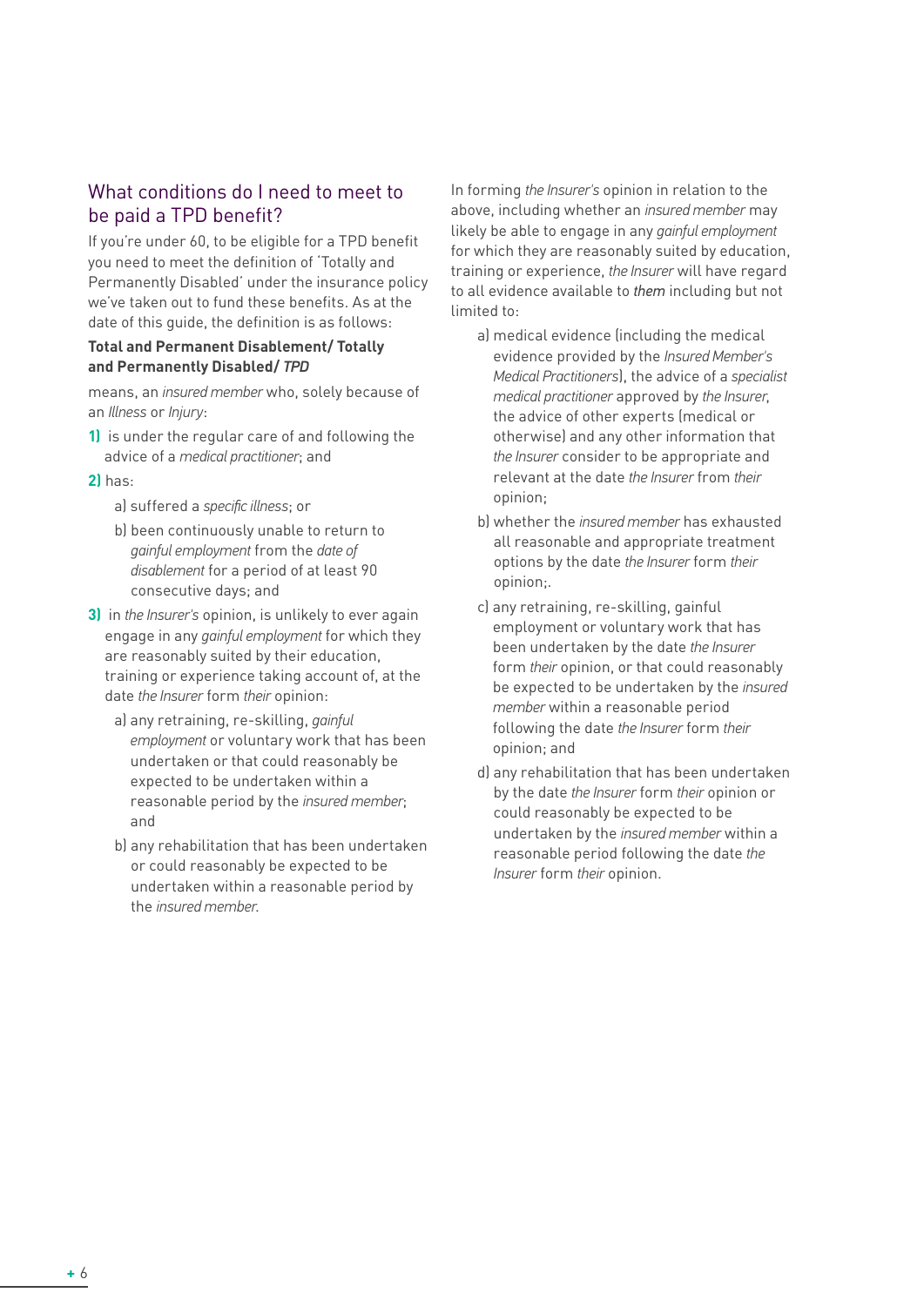## What conditions do I need to meet to be paid a TPD benefit?

If you're under 60, to be eligible for a TPD benefit you need to meet the definition of 'Totally and Permanently Disabled' under the insurance policy we've taken out to fund these benefits. As at the date of this guide, the definition is as follows:

**Total and Permanent Disablement/ Totally and Permanently Disabled/ *TPD***

means, an *insured member* who, solely because of an *Illness* or *Injury*:

**1)** is under the regular care of and following the advice of a *medical practitioner*; and

**2)** has:

- a) suffered a *specific illness*; or
- b) been continuously unable to return to *gainful employment* from the *date of disablement* for a period of at least 90 consecutive days; and

**3)** in *the Insurer's* opinion, is unlikely to ever again engage in any *gainful employment* for which they are reasonably suited by their education, training or experience taking account of, at the date *the Insurer* form *their* opinion:

- a) any retraining, re-skilling, *gainful employment* or voluntary work that has been undertaken or that could reasonably be expected to be undertaken within a reasonable period by the *insured member*; and
- b) any rehabilitation that has been undertaken or could reasonably be expected to be undertaken within a reasonable period by the *insured member*.

In forming *the Insurer's* opinion in relation to the above, including whether an *insured member* may likely be able to engage in any *gainful employment* for which they are reasonably suited by education, training or experience, *the Insurer* will have regard to all evidence available to ***them*** including but not limited to:

- a) medical evidence (including the medical evidence provided by the *Insured Member's Medical Practitioners*), the advice of a *specialist medical practitioner* approved by *the Insurer*, the advice of other experts (medical or otherwise) and any other information that *the Insurer* consider to be appropriate and relevant at the date *the Insurer* from *their* opinion;
- b) whether the *insured member* has exhausted all reasonable and appropriate treatment options by the date *the Insurer* form *their* opinion;.
- c) any retraining, re-skilling, gainful employment or voluntary work that has been undertaken by the date *the Insurer* form *their* opinion, or that could reasonably be expected to be undertaken by the *insured member* within a reasonable period following the date *the Insurer* form *their* opinion; and
- d) any rehabilitation that has been undertaken by the date *the Insurer* form *their* opinion or could reasonably be expected to be undertaken by the *insured member* within a reasonable period following the date *the Insurer* form *their* opinion.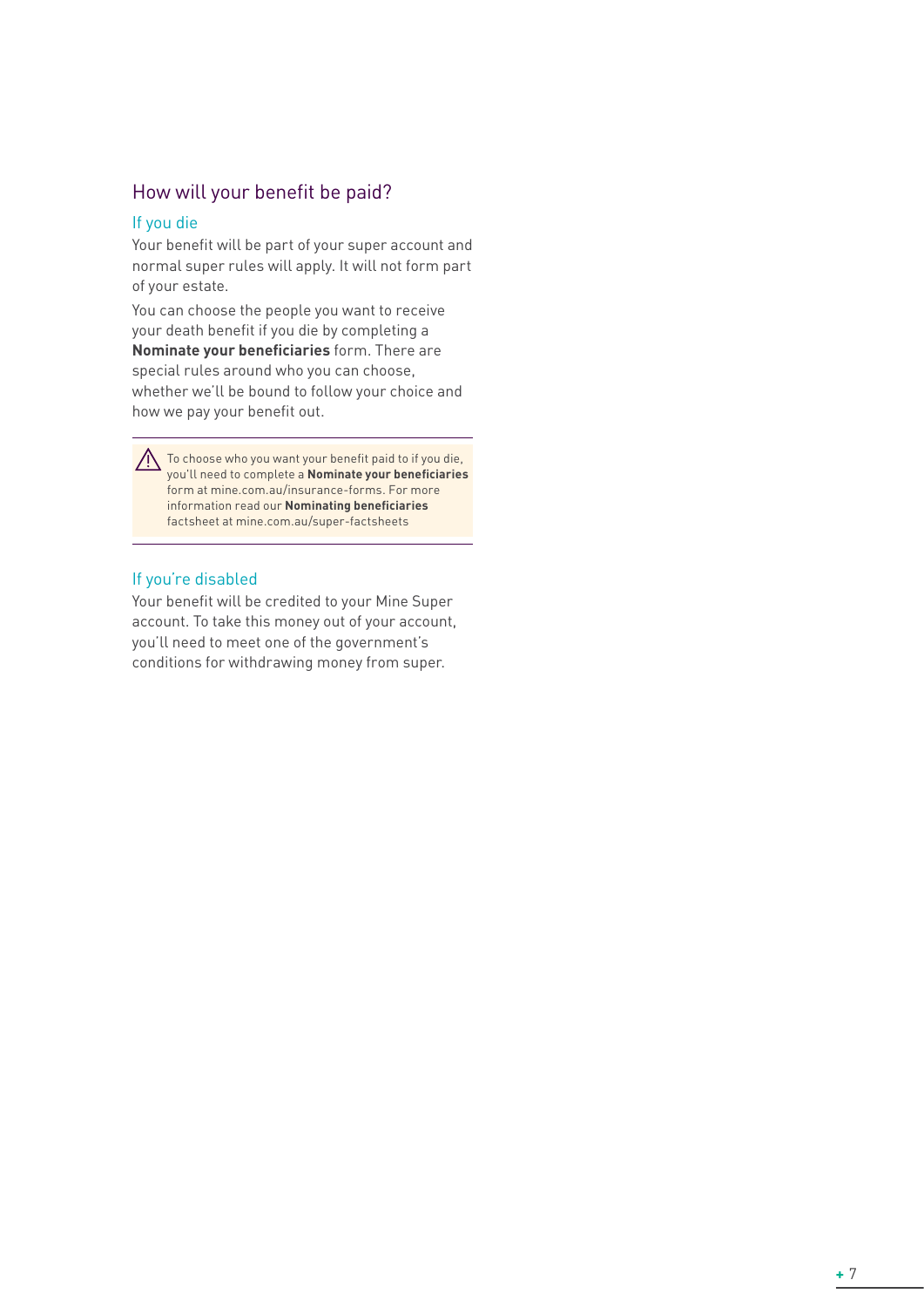## How will your benefit be paid?

### If you die

Your benefit will be part of your super account and normal super rules will apply. It will not form part of your estate.

You can choose the people you want to receive your death benefit if you die by completing a **Nominate your beneficiaries** form. There are special rules around who you can choose, whether we'll be bound to follow your choice and how we pay your benefit out.

> ⚠ To choose who you want your benefit paid to if you die, you'll need to complete a **Nominate your beneficiaries** form at mine.com.au/insurance-forms. For more information read our **Nominating beneficiaries** factsheet at mine.com.au/super-factsheets

### If you're disabled

Your benefit will be credited to your Mine Super account. To take this money out of your account, you'll need to meet one of the government's conditions for withdrawing money from super.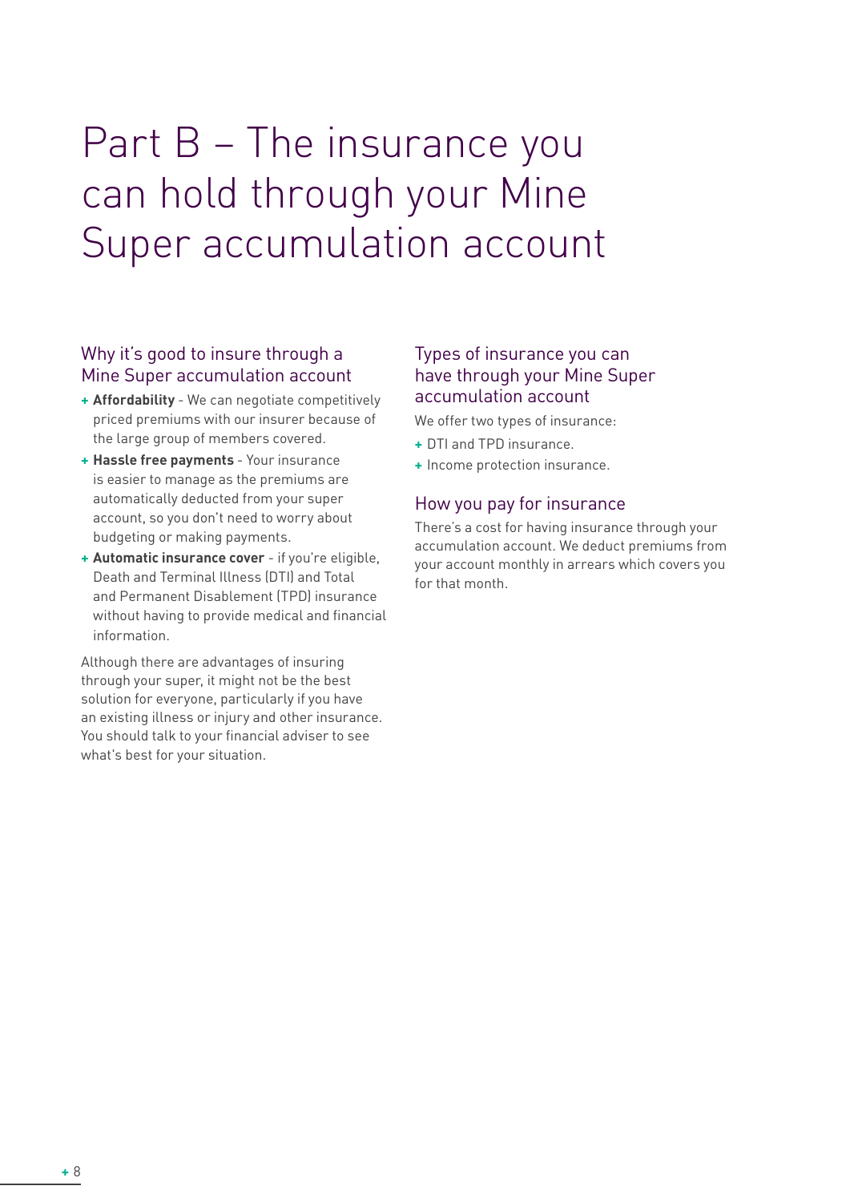# Part B – The insurance you can hold through your Mine Super accumulation account

## Why it's good to insure through a Mine Super accumulation account

- **Affordability** - We can negotiate competitively priced premiums with our insurer because of the large group of members covered.
- **Hassle free payments** - Your insurance is easier to manage as the premiums are automatically deducted from your super account, so you don't need to worry about budgeting or making payments.
- **Automatic insurance cover** - if you're eligible, Death and Terminal Illness (DTI) and Total and Permanent Disablement (TPD) insurance without having to provide medical and financial information.

Although there are advantages of insuring through your super, it might not be the best solution for everyone, particularly if you have an existing illness or injury and other insurance. You should talk to your financial adviser to see what's best for your situation.

## Types of insurance you can have through your Mine Super accumulation account

We offer two types of insurance:

- DTI and TPD insurance.
- Income protection insurance.

## How you pay for insurance

There's a cost for having insurance through your accumulation account. We deduct premiums from your account monthly in arrears which covers you for that month.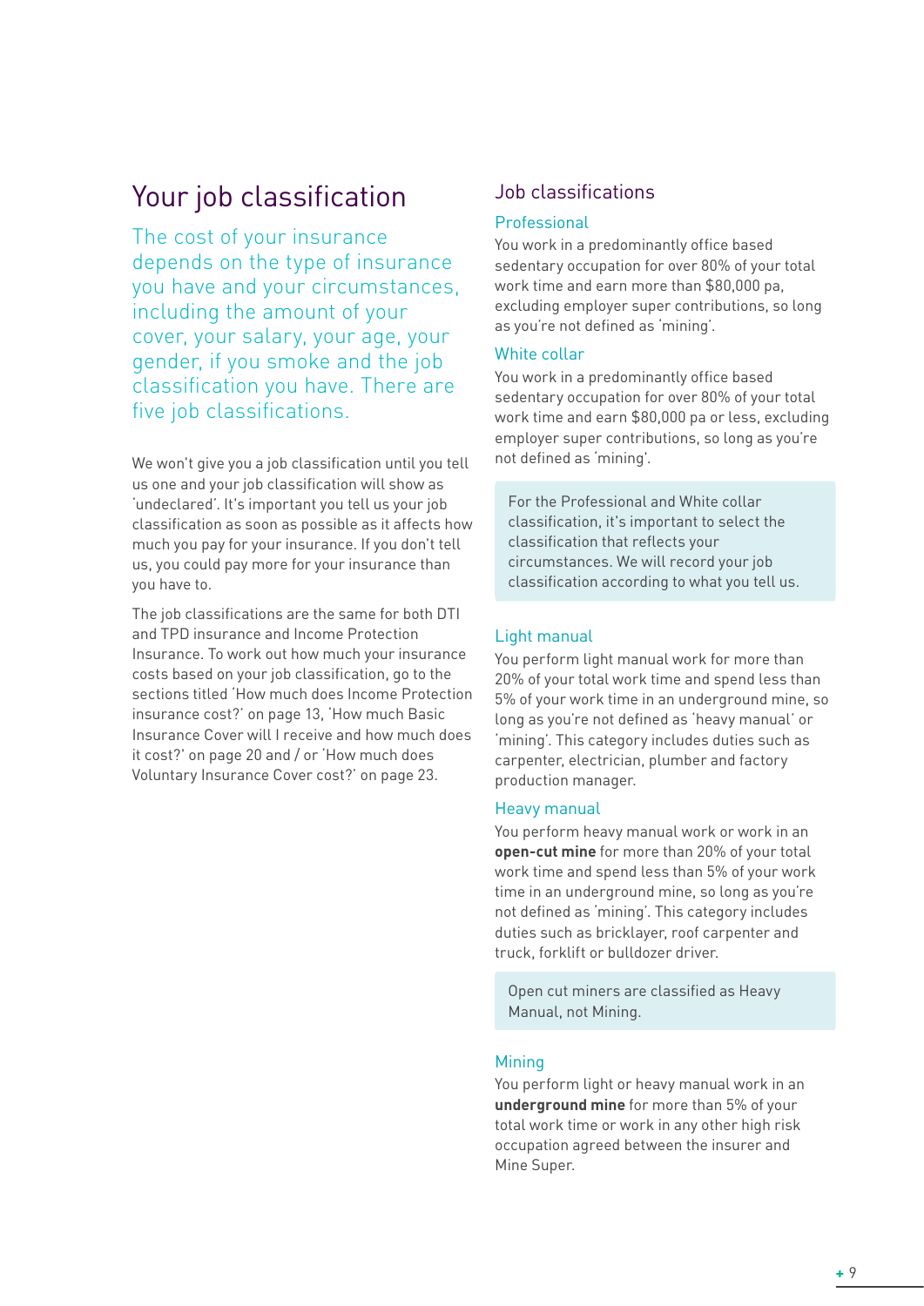# Your job classification

The cost of your insurance depends on the type of insurance you have and your circumstances, including the amount of your cover, your salary, your age, your gender, if you smoke and the job classification you have. There are five job classifications.

We won't give you a job classification until you tell us one and your job classification will show as 'undeclared'. It's important you tell us your job classification as soon as possible as it affects how much you pay for your insurance. If you don't tell us, you could pay more for your insurance than you have to.

The job classifications are the same for both DTI and TPD insurance and Income Protection Insurance. To work out how much your insurance costs based on your job classification, go to the sections titled 'How much does Income Protection insurance cost?' on page 13, 'How much Basic Insurance Cover will I receive and how much does it cost?' on page 20 and / or 'How much does Voluntary Insurance Cover cost?' on page 23.

## Job classifications

### Professional

You work in a predominantly office based sedentary occupation for over 80% of your total work time and earn more than $80,000 pa, excluding employer super contributions, so long as you're not defined as 'mining'.

### White collar

You work in a predominantly office based sedentary occupation for over 80% of your total work time and earn $80,000 pa or less, excluding employer super contributions, so long as you're not defined as 'mining'.

For the Professional and White collar classification, it's important to select the classification that reflects your circumstances. We will record your job classification according to what you tell us.

### Light manual

You perform light manual work for more than 20% of your total work time and spend less than 5% of your work time in an underground mine, so long as you're not defined as 'heavy manual' or 'mining'. This category includes duties such as carpenter, electrician, plumber and factory production manager.

### Heavy manual

You perform heavy manual work or work in an **open-cut mine** for more than 20% of your total work time and spend less than 5% of your work time in an underground mine, so long as you're not defined as 'mining'. This category includes duties such as bricklayer, roof carpenter and truck, forklift or bulldozer driver.

Open cut miners are classified as Heavy Manual, not Mining.

### Mining

You perform light or heavy manual work in an **underground mine** for more than 5% of your total work time or work in any other high risk occupation agreed between the insurer and Mine Super.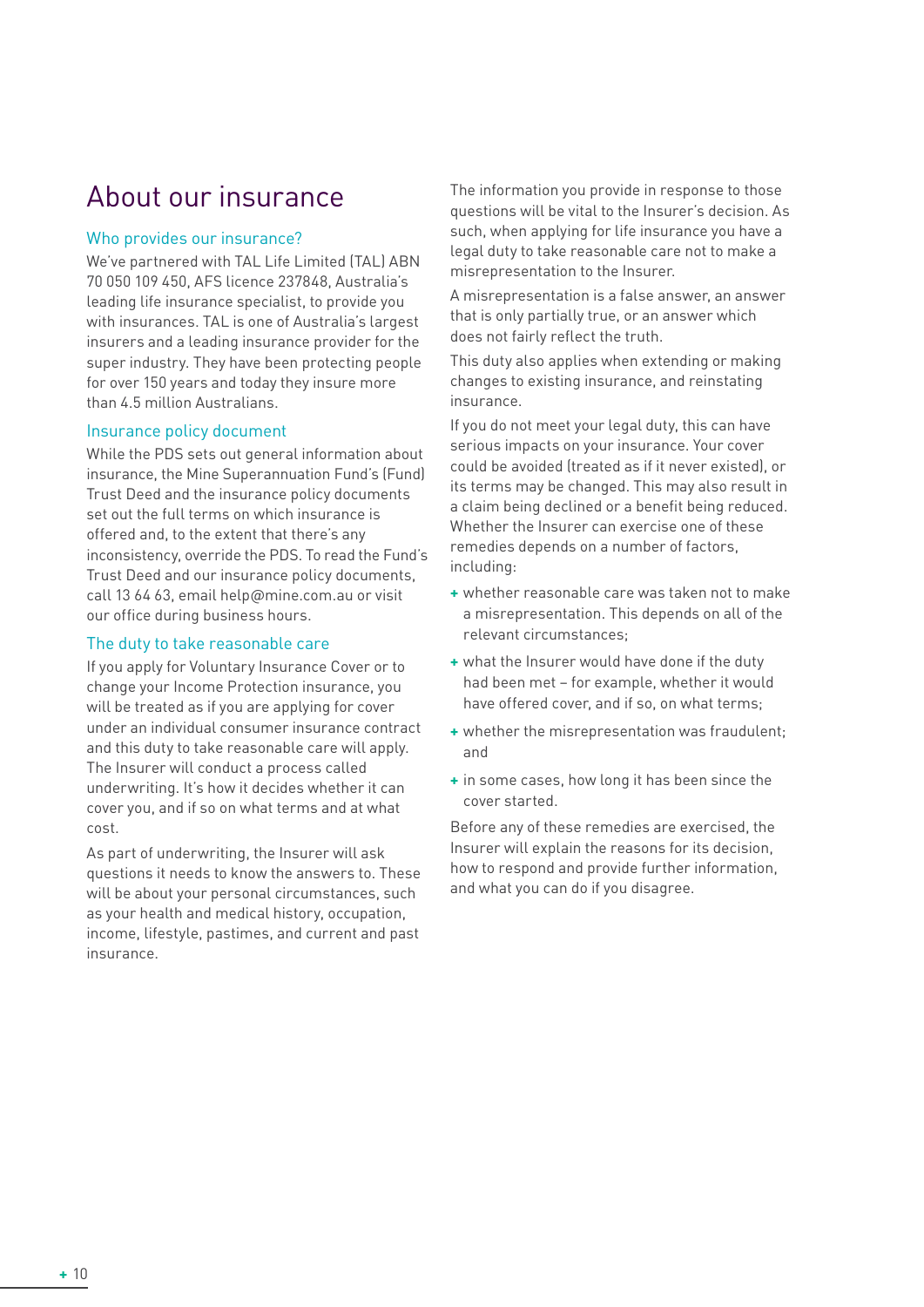# About our insurance

## Who provides our insurance?

We've partnered with TAL Life Limited (TAL) ABN 70 050 109 450, AFS licence 237848, Australia's leading life insurance specialist, to provide you with insurances. TAL is one of Australia's largest insurers and a leading insurance provider for the super industry. They have been protecting people for over 150 years and today they insure more than 4.5 million Australians.

## Insurance policy document

While the PDS sets out general information about insurance, the Mine Superannuation Fund's (Fund) Trust Deed and the insurance policy documents set out the full terms on which insurance is offered and, to the extent that there's any inconsistency, override the PDS. To read the Fund's Trust Deed and our insurance policy documents, call 13 64 63, email help@mine.com.au or visit our office during business hours.

## The duty to take reasonable care

If you apply for Voluntary Insurance Cover or to change your Income Protection insurance, you will be treated as if you are applying for cover under an individual consumer insurance contract and this duty to take reasonable care will apply. The Insurer will conduct a process called underwriting. It's how it decides whether it can cover you, and if so on what terms and at what cost.

As part of underwriting, the Insurer will ask questions it needs to know the answers to. These will be about your personal circumstances, such as your health and medical history, occupation, income, lifestyle, pastimes, and current and past insurance.

The information you provide in response to those questions will be vital to the Insurer's decision. As such, when applying for life insurance you have a legal duty to take reasonable care not to make a misrepresentation to the Insurer.

A misrepresentation is a false answer, an answer that is only partially true, or an answer which does not fairly reflect the truth.

This duty also applies when extending or making changes to existing insurance, and reinstating insurance.

If you do not meet your legal duty, this can have serious impacts on your insurance. Your cover could be avoided (treated as if it never existed), or its terms may be changed. This may also result in a claim being declined or a benefit being reduced. Whether the Insurer can exercise one of these remedies depends on a number of factors, including:

- whether reasonable care was taken not to make a misrepresentation. This depends on all of the relevant circumstances;
- what the Insurer would have done if the duty had been met – for example, whether it would have offered cover, and if so, on what terms;
- whether the misrepresentation was fraudulent; and
- in some cases, how long it has been since the cover started.

Before any of these remedies are exercised, the Insurer will explain the reasons for its decision, how to respond and provide further information, and what you can do if you disagree.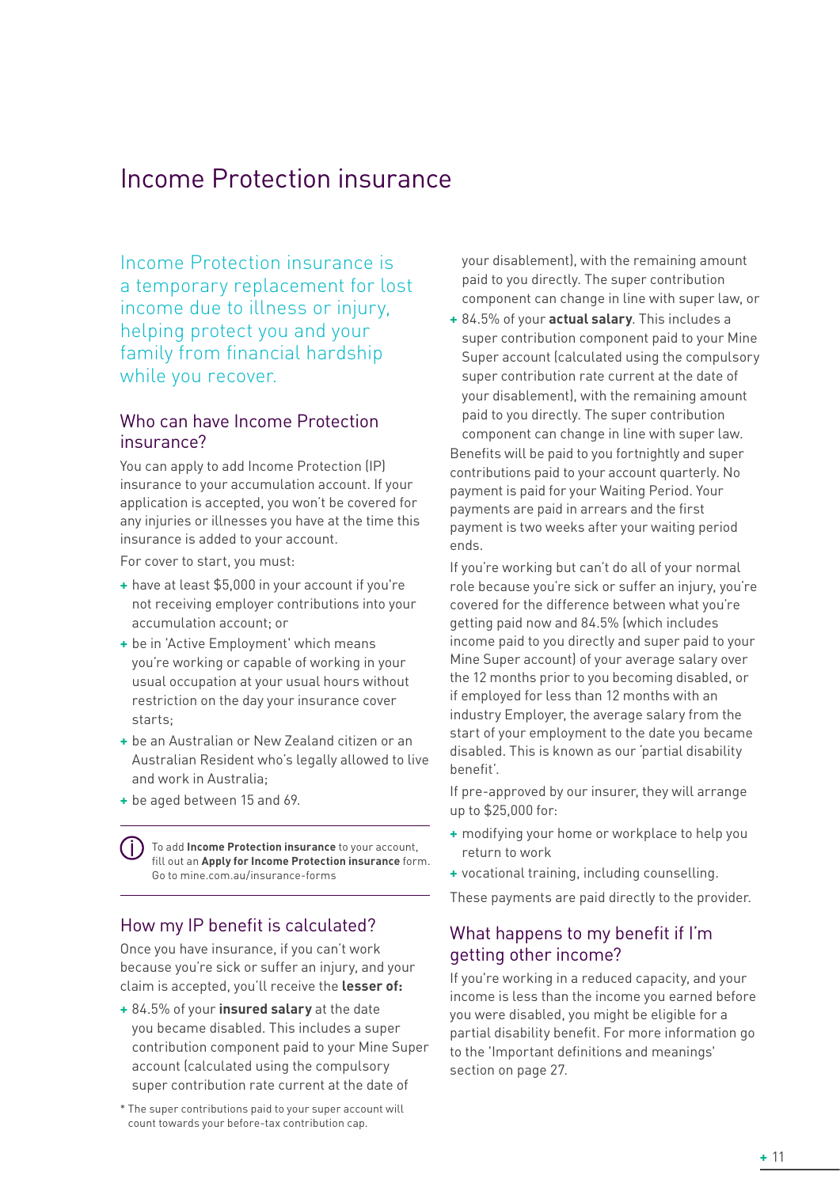# Income Protection insurance

Income Protection insurance is a temporary replacement for lost income due to illness or injury, helping protect you and your family from financial hardship while you recover.

## Who can have Income Protection insurance?

You can apply to add Income Protection (IP) insurance to your accumulation account. If your application is accepted, you won't be covered for any injuries or illnesses you have at the time this insurance is added to your account.

For cover to start, you must:

- have at least $5,000 in your account if you're not receiving employer contributions into your accumulation account; or
- be in 'Active Employment' which means you're working or capable of working in your usual occupation at your usual hours without restriction on the day your insurance cover starts;
- be an Australian or New Zealand citizen or an Australian Resident who's legally allowed to live and work in Australia;
- be aged between 15 and 69.

To add **Income Protection insurance** to your account, fill out an **Apply for Income Protection insurance** form. Go to mine.com.au/insurance-forms

## How my IP benefit is calculated?

Once you have insurance, if you can't work because you're sick or suffer an injury, and your claim is accepted, you'll receive the **lesser of:**

- 84.5% of your **insured salary** at the date you became disabled. This includes a super contribution component paid to your Mine Super account (calculated using the compulsory super contribution rate current at the date of your disablement), with the remaining amount paid to you directly. The super contribution component can change in line with super law, or
- 84.5% of your **actual salary**. This includes a super contribution component paid to your Mine Super account (calculated using the compulsory super contribution rate current at the date of your disablement), with the remaining amount paid to you directly. The super contribution component can change in line with super law.

\* The super contributions paid to your super account will count towards your before-tax contribution cap.

Benefits will be paid to you fortnightly and super contributions paid to your account quarterly. No payment is paid for your Waiting Period. Your payments are paid in arrears and the first payment is two weeks after your waiting period ends.

If you're working but can't do all of your normal role because you're sick or suffer an injury, you're covered for the difference between what you're getting paid now and 84.5% (which includes income paid to you directly and super paid to your Mine Super account) of your average salary over the 12 months prior to you becoming disabled, or if employed for less than 12 months with an industry Employer, the average salary from the start of your employment to the date you became disabled. This is known as our 'partial disability benefit'.

If pre-approved by our insurer, they will arrange up to $25,000 for:

- modifying your home or workplace to help you return to work
- vocational training, including counselling.

These payments are paid directly to the provider.

## What happens to my benefit if I'm getting other income?

If you're working in a reduced capacity, and your income is less than the income you earned before you were disabled, you might be eligible for a partial disability benefit. For more information go to the 'Important definitions and meanings' section on page 27.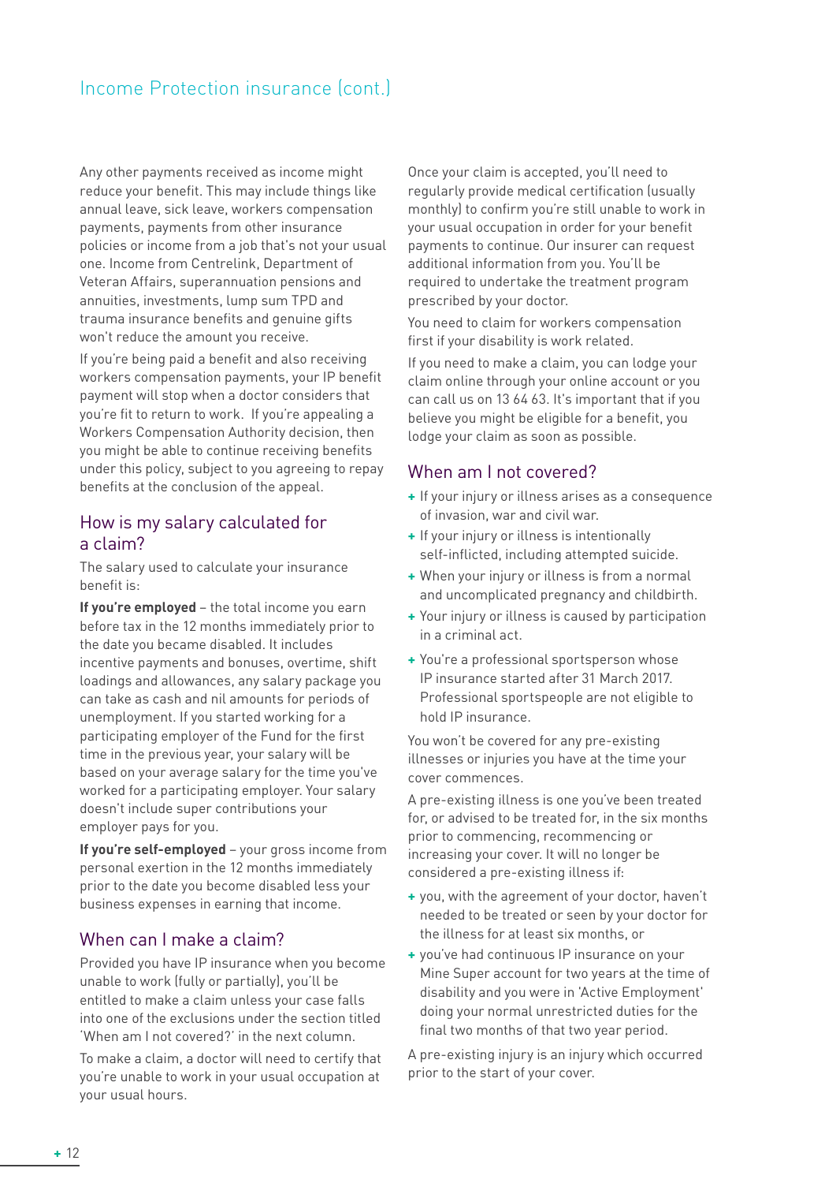Any other payments received as income might reduce your benefit. This may include things like annual leave, sick leave, workers compensation payments, payments from other insurance policies or income from a job that's not your usual one. Income from Centrelink, Department of Veteran Affairs, superannuation pensions and annuities, investments, lump sum TPD and trauma insurance benefits and genuine gifts won't reduce the amount you receive.

If you're being paid a benefit and also receiving workers compensation payments, your IP benefit payment will stop when a doctor considers that you're fit to return to work. If you're appealing a Workers Compensation Authority decision, then you might be able to continue receiving benefits under this policy, subject to you agreeing to repay benefits at the conclusion of the appeal.

## How is my salary calculated for a claim?

The salary used to calculate your insurance benefit is:

**If you're employed** – the total income you earn before tax in the 12 months immediately prior to the date you became disabled. It includes incentive payments and bonuses, overtime, shift loadings and allowances, any salary package you can take as cash and nil amounts for periods of unemployment. If you started working for a participating employer of the Fund for the first time in the previous year, your salary will be based on your average salary for the time you've worked for a participating employer. Your salary doesn't include super contributions your employer pays for you.

**If you're self-employed** – your gross income from personal exertion in the 12 months immediately prior to the date you become disabled less your business expenses in earning that income.

## When can I make a claim?

Provided you have IP insurance when you become unable to work (fully or partially), you'll be entitled to make a claim unless your case falls into one of the exclusions under the section titled 'When am I not covered?' in the next column.

To make a claim, a doctor will need to certify that you're unable to work in your usual occupation at your usual hours.

Once your claim is accepted, you'll need to regularly provide medical certification (usually monthly) to confirm you're still unable to work in your usual occupation in order for your benefit payments to continue. Our insurer can request additional information from you. You'll be required to undertake the treatment program prescribed by your doctor.

You need to claim for workers compensation first if your disability is work related.

If you need to make a claim, you can lodge your claim online through your online account or you can call us on 13 64 63. It's important that if you believe you might be eligible for a benefit, you lodge your claim as soon as possible.

## When am I not covered?

+ If your injury or illness arises as a consequence of invasion, war and civil war.
+ If your injury or illness is intentionally self-inflicted, including attempted suicide.
+ When your injury or illness is from a normal and uncomplicated pregnancy and childbirth.
+ Your injury or illness is caused by participation in a criminal act.
+ You're a professional sportsperson whose IP insurance started after 31 March 2017. Professional sportspeople are not eligible to hold IP insurance.

You won't be covered for any pre-existing illnesses or injuries you have at the time your cover commences.

A pre-existing illness is one you've been treated for, or advised to be treated for, in the six months prior to commencing, recommencing or increasing your cover. It will no longer be considered a pre-existing illness if:

+ you, with the agreement of your doctor, haven't needed to be treated or seen by your doctor for the illness for at least six months, or
+ you've had continuous IP insurance on your Mine Super account for two years at the time of disability and you were in 'Active Employment' doing your normal unrestricted duties for the final two months of that two year period.

A pre-existing injury is an injury which occurred prior to the start of your cover.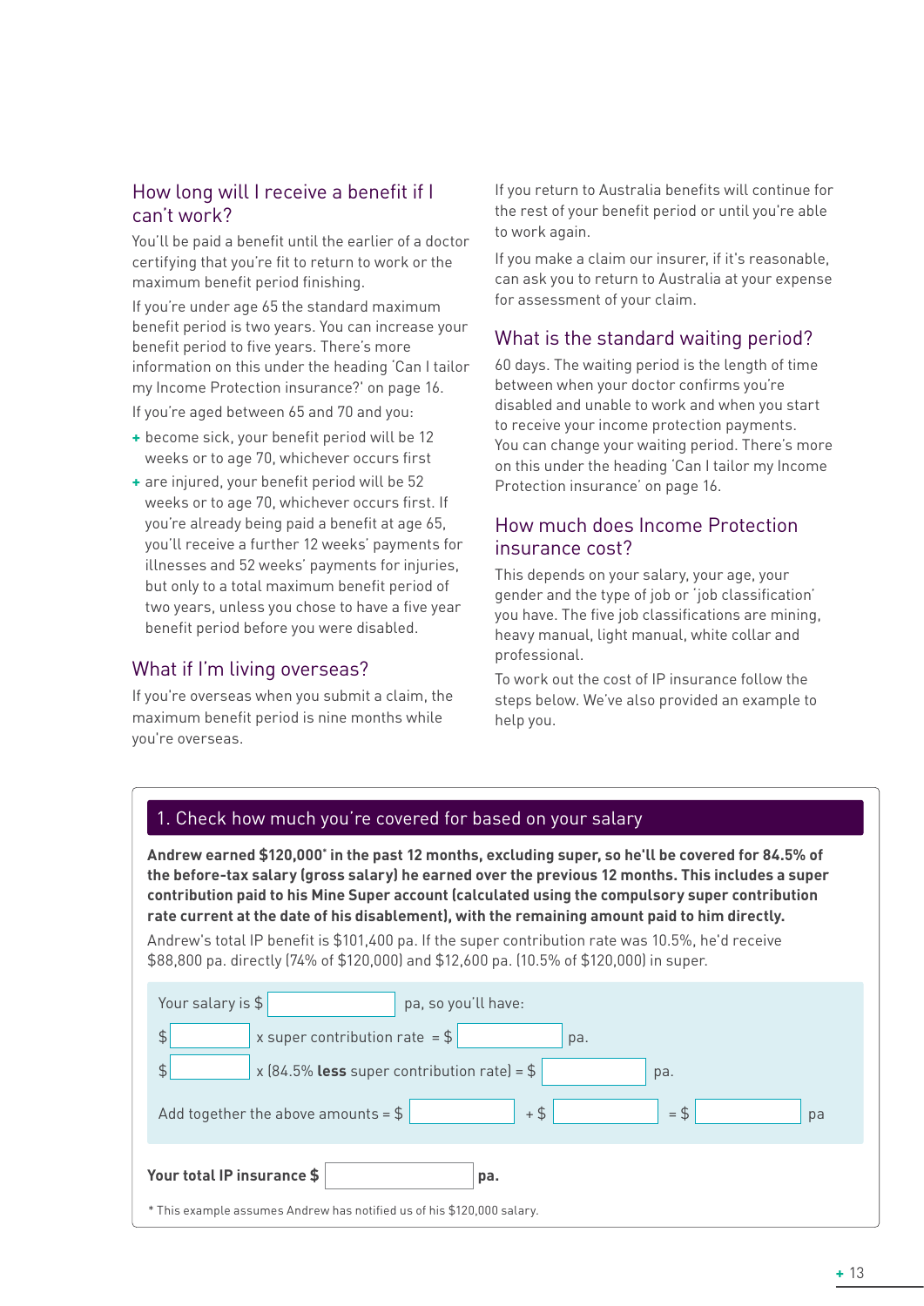## How long will I receive a benefit if I can't work?

You'll be paid a benefit until the earlier of a doctor certifying that you're fit to return to work or the maximum benefit period finishing.

If you're under age 65 the standard maximum benefit period is two years. You can increase your benefit period to five years. There's more information on this under the heading 'Can I tailor my Income Protection insurance?' on page 16.

If you're aged between 65 and 70 and you:

- become sick, your benefit period will be 12 weeks or to age 70, whichever occurs first
- are injured, your benefit period will be 52 weeks or to age 70, whichever occurs first. If you're already being paid a benefit at age 65, you'll receive a further 12 weeks' payments for illnesses and 52 weeks' payments for injuries, but only to a total maximum benefit period of two years, unless you chose to have a five year benefit period before you were disabled.

## What if I'm living overseas?

If you're overseas when you submit a claim, the maximum benefit period is nine months while you're overseas.

If you return to Australia benefits will continue for the rest of your benefit period or until you're able to work again.

If you make a claim our insurer, if it's reasonable, can ask you to return to Australia at your expense for assessment of your claim.

## What is the standard waiting period?

60 days. The waiting period is the length of time between when your doctor confirms you're disabled and unable to work and when you start to receive your income protection payments. You can change your waiting period. There's more on this under the heading 'Can I tailor my Income Protection insurance' on page 16.

## How much does Income Protection insurance cost?

This depends on your salary, your age, your gender and the type of job or 'job classification' you have. The five job classifications are mining, heavy manual, light manual, white collar and professional.

To work out the cost of IP insurance follow the steps below. We've also provided an example to help you.

### 1. Check how much you're covered for based on your salary

**Andrew earned $120,000\* in the past 12 months, excluding super, so he'll be covered for 84.5% of the before-tax salary (gross salary) he earned over the previous 12 months. This includes a super contribution paid to his Mine Super account (calculated using the compulsory super contribution rate current at the date of his disablement), with the remaining amount paid to him directly.**

Andrew's total IP benefit is $101,400 pa. If the super contribution rate was 10.5%, he'd receive $88,800 pa. directly (74% of $120,000) and $12,600 pa. (10.5% of $120,000) in super.

Your salary is $ \_\_\_\_\_\_\_\_ pa, so you'll have:

$ \_\_\_\_\_\_\_\_ x super contribution rate = $ \_\_\_\_\_\_\_\_ pa.

$ \_\_\_\_\_\_\_\_ x (84.5% **less** super contribution rate) = $ \_\_\_\_\_\_\_\_ pa.

Add together the above amounts = $ \_\_\_\_\_\_\_\_ + $ \_\_\_\_\_\_\_\_ = $ \_\_\_\_\_\_\_\_ pa

**Your total IP insurance $** \_\_\_\_\_\_\_\_ **pa.**

\* This example assumes Andrew has notified us of his $120,000 salary.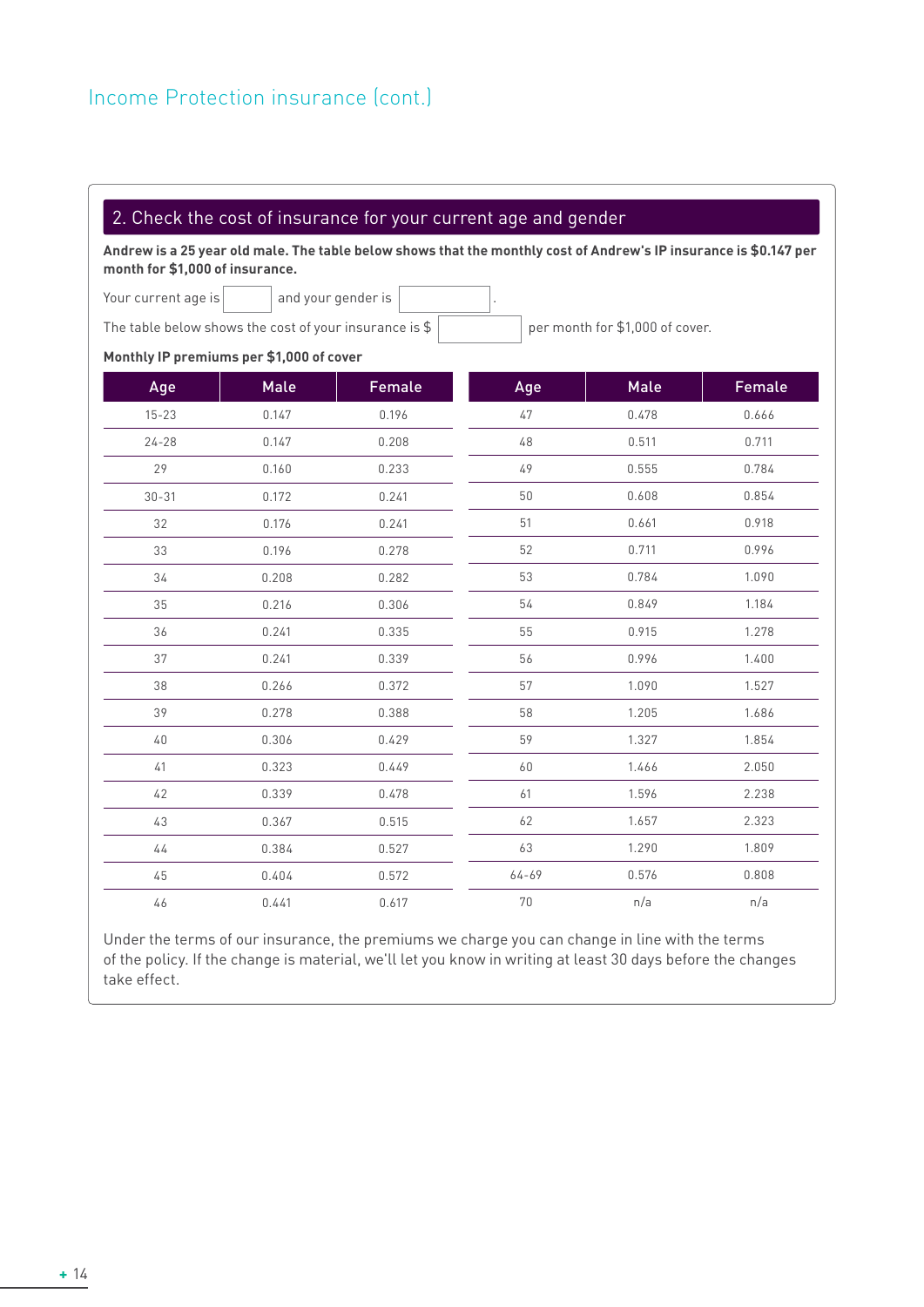## Income Protection insurance (cont.)

### 2. Check the cost of insurance for your current age and gender

**Andrew is a 25 year old male. The table below shows that the monthly cost of Andrew's IP insurance is $0.147 per month for $1,000 of insurance.**

Your current age is ______ and your gender is ______.

The table below shows the cost of your insurance is $ ______ per month for $1,000 of cover.

**Monthly IP premiums per $1,000 of cover**

| Age | Male | Female | Age | Male | Female |
|---|---|---|---|---|---|
| 15-23 | 0.147 | 0.196 | 47 | 0.478 | 0.666 |
| 24-28 | 0.147 | 0.208 | 48 | 0.511 | 0.711 |
| 29 | 0.160 | 0.233 | 49 | 0.555 | 0.784 |
| 30-31 | 0.172 | 0.241 | 50 | 0.608 | 0.854 |
| 32 | 0.176 | 0.241 | 51 | 0.661 | 0.918 |
| 33 | 0.196 | 0.278 | 52 | 0.711 | 0.996 |
| 34 | 0.208 | 0.282 | 53 | 0.784 | 1.090 |
| 35 | 0.216 | 0.306 | 54 | 0.849 | 1.184 |
| 36 | 0.241 | 0.335 | 55 | 0.915 | 1.278 |
| 37 | 0.241 | 0.339 | 56 | 0.996 | 1.400 |
| 38 | 0.266 | 0.372 | 57 | 1.090 | 1.527 |
| 39 | 0.278 | 0.388 | 58 | 1.205 | 1.686 |
| 40 | 0.306 | 0.429 | 59 | 1.327 | 1.854 |
| 41 | 0.323 | 0.449 | 60 | 1.466 | 2.050 |
| 42 | 0.339 | 0.478 | 61 | 1.596 | 2.238 |
| 43 | 0.367 | 0.515 | 62 | 1.657 | 2.323 |
| 44 | 0.384 | 0.527 | 63 | 1.290 | 1.809 |
| 45 | 0.404 | 0.572 | 64-69 | 0.576 | 0.808 |
| 46 | 0.441 | 0.617 | 70 | n/a | n/a |

Under the terms of our insurance, the premiums we charge you can change in line with the terms of the policy. If the change is material, we'll let you know in writing at least 30 days before the changes take effect.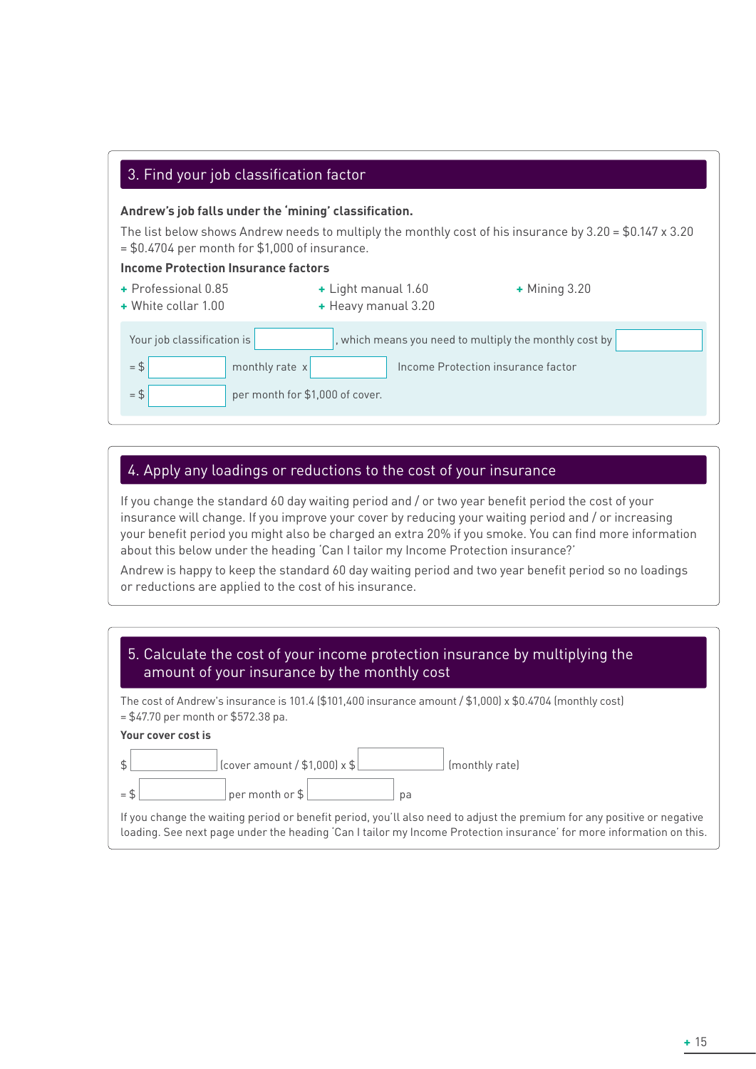## 3. Find your job classification factor

**Andrew's job falls under the 'mining' classification.**

The list below shows Andrew needs to multiply the monthly cost of his insurance by 3.20 = $0.147 x 3.20 = $0.4704 per month for $1,000 of insurance.

**Income Protection Insurance factors**

- Professional 0.85
- White collar 1.00
- Light manual 1.60
- Heavy manual 3.20
- Mining 3.20

Your job classification is \_\_\_\_\_\_, which means you need to multiply the monthly cost by \_\_\_\_\_\_

= $ \_\_\_\_\_\_ monthly rate x \_\_\_\_\_\_ Income Protection insurance factor

= $ \_\_\_\_\_\_ per month for $1,000 of cover.

## 4. Apply any loadings or reductions to the cost of your insurance

If you change the standard 60 day waiting period and / or two year benefit period the cost of your insurance will change. If you improve your cover by reducing your waiting period and / or increasing your benefit period you might also be charged an extra 20% if you smoke. You can find more information about this below under the heading 'Can I tailor my Income Protection insurance?'

Andrew is happy to keep the standard 60 day waiting period and two year benefit period so no loadings or reductions are applied to the cost of his insurance.

## 5. Calculate the cost of your income protection insurance by multiplying the amount of your insurance by the monthly cost

The cost of Andrew's insurance is 101.4 ($101,400 insurance amount / $1,000) x $0.4704 (monthly cost) = $47.70 per month or $572.38 pa.

**Your cover cost is**

$ \_\_\_\_\_\_ (cover amount / $1,000) x $ \_\_\_\_\_\_ (monthly rate)

= $ \_\_\_\_\_\_ per month or $ \_\_\_\_\_\_ pa

If you change the waiting period or benefit period, you'll also need to adjust the premium for any positive or negative loading. See next page under the heading 'Can I tailor my Income Protection insurance' for more information on this.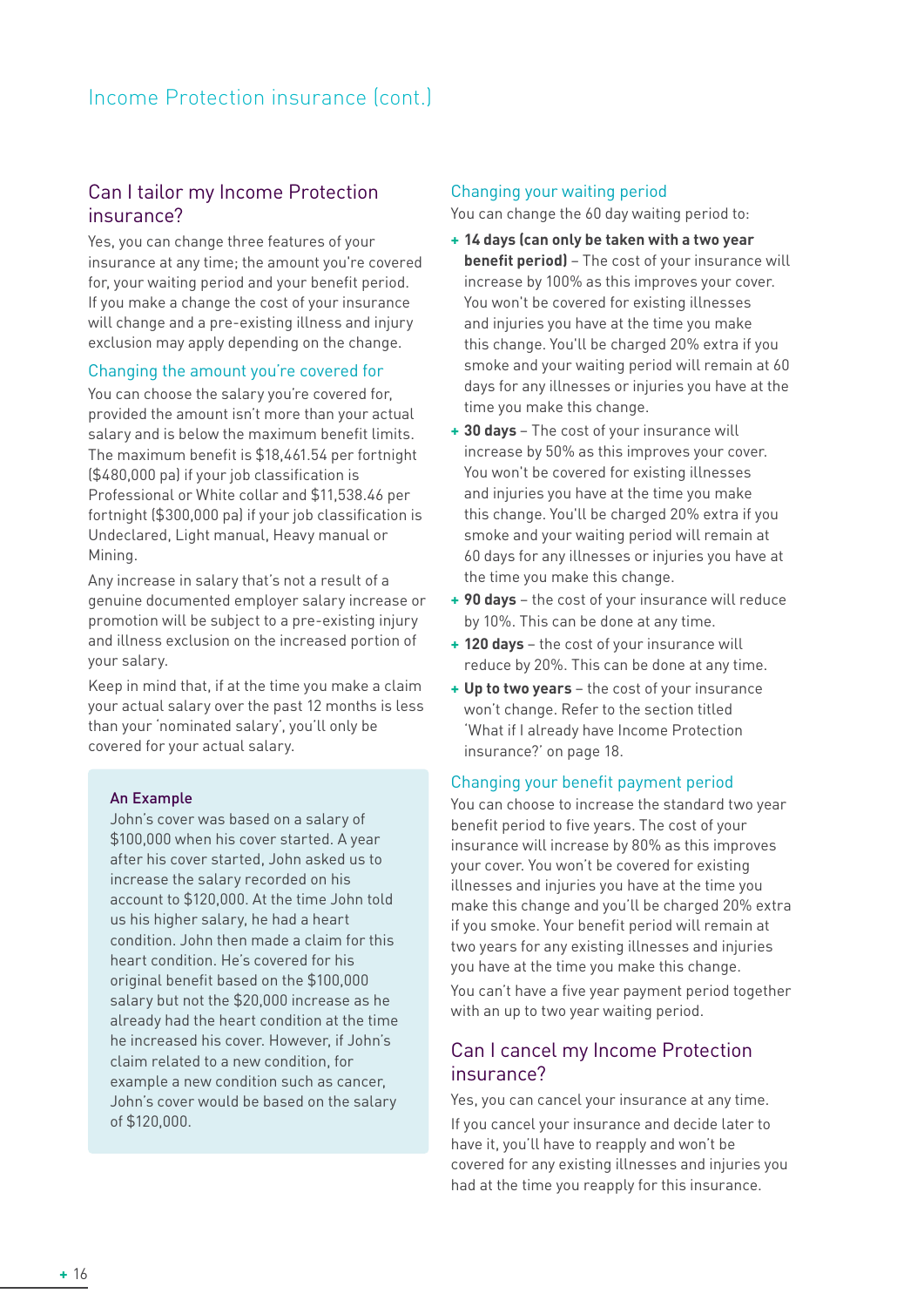# Income Protection insurance (cont.)

## Can I tailor my Income Protection insurance?

Yes, you can change three features of your insurance at any time; the amount you're covered for, your waiting period and your benefit period. If you make a change the cost of your insurance will change and a pre-existing illness and injury exclusion may apply depending on the change.

### Changing the amount you're covered for

You can choose the salary you're covered for, provided the amount isn't more than your actual salary and is below the maximum benefit limits. The maximum benefit is $18,461.54 per fortnight ($480,000 pa) if your job classification is Professional or White collar and $11,538.46 per fortnight ($300,000 pa) if your job classification is Undeclared, Light manual, Heavy manual or Mining.

Any increase in salary that's not a result of a genuine documented employer salary increase or promotion will be subject to a pre-existing injury and illness exclusion on the increased portion of your salary.

Keep in mind that, if at the time you make a claim your actual salary over the past 12 months is less than your 'nominated salary', you'll only be covered for your actual salary.

> **An Example**
>
> John's cover was based on a salary of $100,000 when his cover started. A year after his cover started, John asked us to increase the salary recorded on his account to $120,000. At the time John told us his higher salary, he had a heart condition. John then made a claim for this heart condition. He's covered for his original benefit based on the $100,000 salary but not the $20,000 increase as he already had the heart condition at the time he increased his cover. However, if John's claim related to a new condition, for example a new condition such as cancer, John's cover would be based on the salary of $120,000.

### Changing your waiting period

You can change the 60 day waiting period to:

+ **14 days (can only be taken with a two year benefit period)** – The cost of your insurance will increase by 100% as this improves your cover. You won't be covered for existing illnesses and injuries you have at the time you make this change. You'll be charged 20% extra if you smoke and your waiting period will remain at 60 days for any illnesses or injuries you have at the time you make this change.
+ **30 days** – The cost of your insurance will increase by 50% as this improves your cover. You won't be covered for existing illnesses and injuries you have at the time you make this change. You'll be charged 20% extra if you smoke and your waiting period will remain at 60 days for any illnesses or injuries you have at the time you make this change.
+ **90 days** – the cost of your insurance will reduce by 10%. This can be done at any time.
+ **120 days** – the cost of your insurance will reduce by 20%. This can be done at any time.
+ **Up to two years** – the cost of your insurance won't change. Refer to the section titled 'What if I already have Income Protection insurance?' on page 18.

### Changing your benefit payment period

You can choose to increase the standard two year benefit period to five years. The cost of your insurance will increase by 80% as this improves your cover. You won't be covered for existing illnesses and injuries you have at the time you make this change and you'll be charged 20% extra if you smoke. Your benefit period will remain at two years for any existing illnesses and injuries you have at the time you make this change.

You can't have a five year payment period together with an up to two year waiting period.

## Can I cancel my Income Protection insurance?

Yes, you can cancel your insurance at any time.

If you cancel your insurance and decide later to have it, you'll have to reapply and won't be covered for any existing illnesses and injuries you had at the time you reapply for this insurance.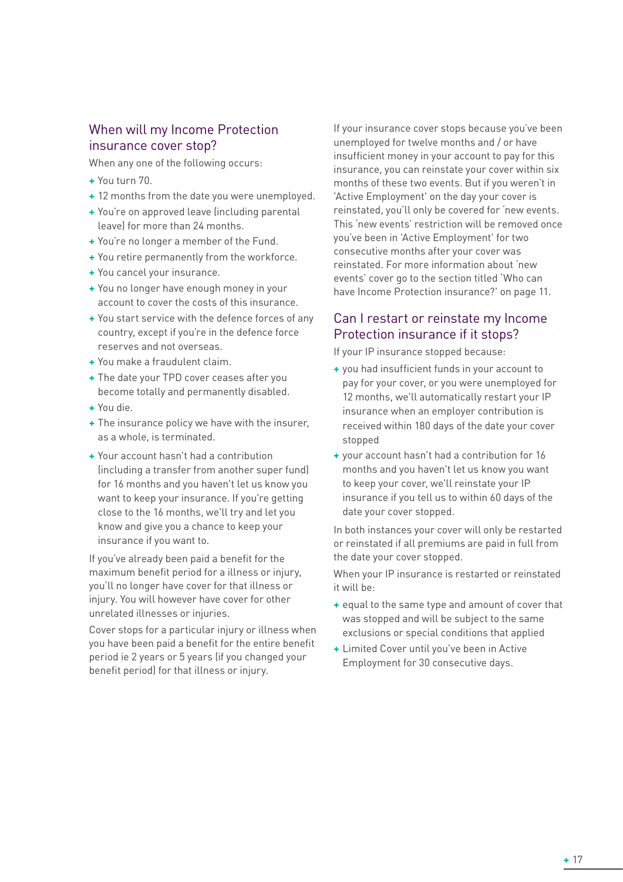## When will my Income Protection insurance cover stop?

When any one of the following occurs:

- You turn 70.
- 12 months from the date you were unemployed.
- You're on approved leave (including parental leave) for more than 24 months.
- You're no longer a member of the Fund.
- You retire permanently from the workforce.
- You cancel your insurance.
- You no longer have enough money in your account to cover the costs of this insurance.
- You start service with the defence forces of any country, except if you're in the defence force reserves and not overseas.
- You make a fraudulent claim.
- The date your TPD cover ceases after you become totally and permanently disabled.
- You die.
- The insurance policy we have with the insurer, as a whole, is terminated.
- Your account hasn't had a contribution (including a transfer from another super fund) for 16 months and you haven't let us know you want to keep your insurance. If you're getting close to the 16 months, we'll try and let you know and give you a chance to keep your insurance if you want to.

If you've already been paid a benefit for the maximum benefit period for a illness or injury, you'll no longer have cover for that illness or injury. You will however have cover for other unrelated illnesses or injuries.

Cover stops for a particular injury or illness when you have been paid a benefit for the entire benefit period ie 2 years or 5 years (if you changed your benefit period) for that illness or injury.

If your insurance cover stops because you've been unemployed for twelve months and / or have insufficient money in your account to pay for this insurance, you can reinstate your cover within six months of these two events. But if you weren't in 'Active Employment' on the day your cover is reinstated, you'll only be covered for 'new events. This 'new events' restriction will be removed once you've been in 'Active Employment' for two consecutive months after your cover was reinstated. For more information about 'new events' cover go to the section titled 'Who can have Income Protection insurance?' on page 11.

## Can I restart or reinstate my Income Protection insurance if it stops?

If your IP insurance stopped because:

- you had insufficient funds in your account to pay for your cover, or you were unemployed for 12 months, we'll automatically restart your IP insurance when an employer contribution is received within 180 days of the date your cover stopped
- your account hasn't had a contribution for 16 months and you haven't let us know you want to keep your cover, we'll reinstate your IP insurance if you tell us to within 60 days of the date your cover stopped.

In both instances your cover will only be restarted or reinstated if all premiums are paid in full from the date your cover stopped.

When your IP insurance is restarted or reinstated it will be:

- equal to the same type and amount of cover that was stopped and will be subject to the same exclusions or special conditions that applied
- Limited Cover until you've been in Active Employment for 30 consecutive days.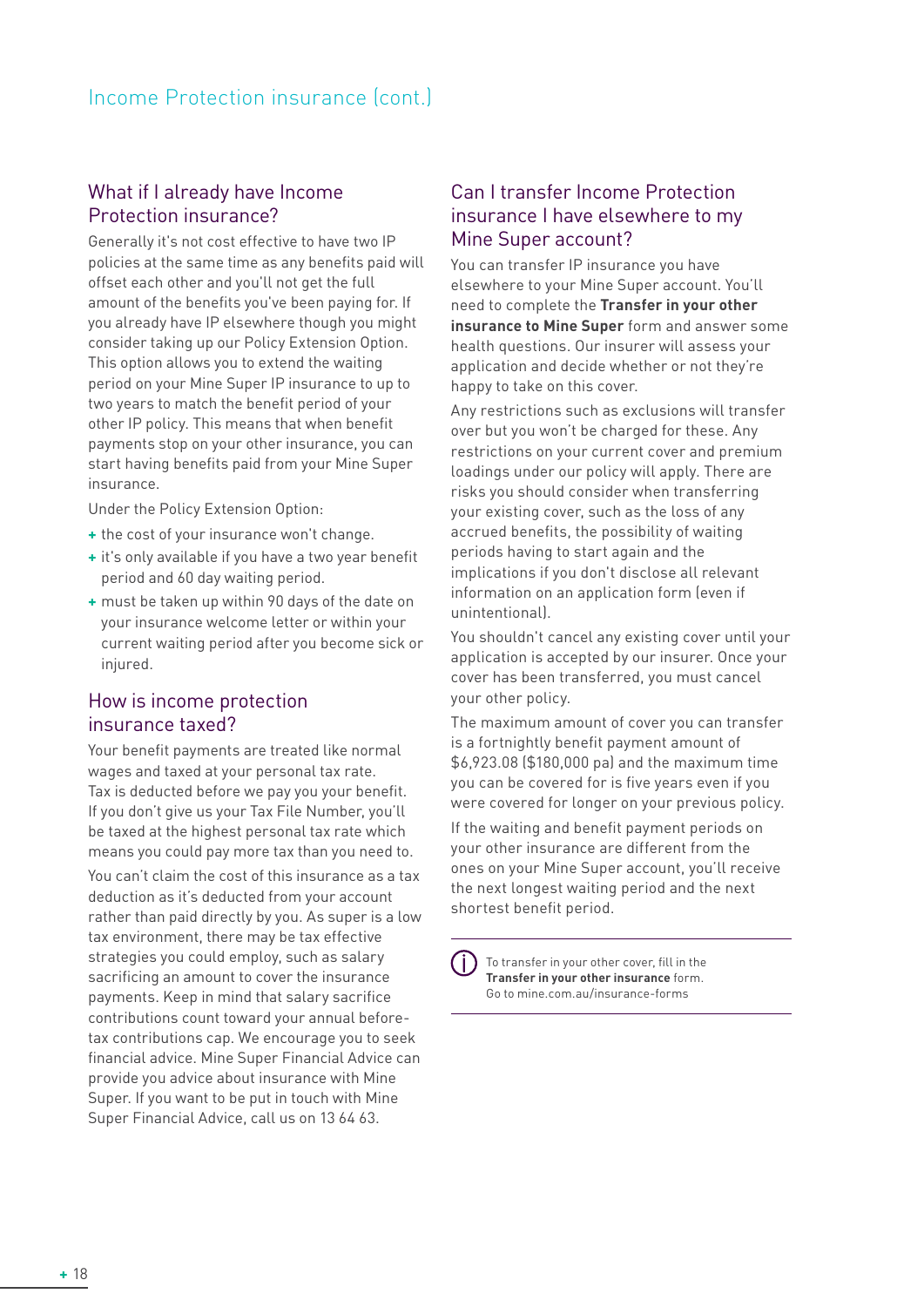# Income Protection insurance (cont.)

## What if I already have Income Protection insurance?

Generally it's not cost effective to have two IP policies at the same time as any benefits paid will offset each other and you'll not get the full amount of the benefits you've been paying for. If you already have IP elsewhere though you might consider taking up our Policy Extension Option. This option allows you to extend the waiting period on your Mine Super IP insurance to up to two years to match the benefit period of your other IP policy. This means that when benefit payments stop on your other insurance, you can start having benefits paid from your Mine Super insurance.

Under the Policy Extension Option:

- the cost of your insurance won't change.
- it's only available if you have a two year benefit period and 60 day waiting period.
- must be taken up within 90 days of the date on your insurance welcome letter or within your current waiting period after you become sick or injured.

## How is income protection insurance taxed?

Your benefit payments are treated like normal wages and taxed at your personal tax rate. Tax is deducted before we pay you your benefit. If you don't give us your Tax File Number, you'll be taxed at the highest personal tax rate which means you could pay more tax than you need to.

You can't claim the cost of this insurance as a tax deduction as it's deducted from your account rather than paid directly by you. As super is a low tax environment, there may be tax effective strategies you could employ, such as salary sacrificing an amount to cover the insurance payments. Keep in mind that salary sacrifice contributions count toward your annual before-tax contributions cap. We encourage you to seek financial advice. Mine Super Financial Advice can provide you advice about insurance with Mine Super. If you want to be put in touch with Mine Super Financial Advice, call us on 13 64 63.

## Can I transfer Income Protection insurance I have elsewhere to my Mine Super account?

You can transfer IP insurance you have elsewhere to your Mine Super account. You'll need to complete the **Transfer in your other insurance to Mine Super** form and answer some health questions. Our insurer will assess your application and decide whether or not they're happy to take on this cover.

Any restrictions such as exclusions will transfer over but you won't be charged for these. Any restrictions on your current cover and premium loadings under our policy will apply. There are risks you should consider when transferring your existing cover, such as the loss of any accrued benefits, the possibility of waiting periods having to start again and the implications if you don't disclose all relevant information on an application form (even if unintentional).

You shouldn't cancel any existing cover until your application is accepted by our insurer. Once your cover has been transferred, you must cancel your other policy.

The maximum amount of cover you can transfer is a fortnightly benefit payment amount of $6,923.08 ($180,000 pa) and the maximum time you can be covered for is five years even if you were covered for longer on your previous policy.

If the waiting and benefit payment periods on your other insurance are different from the ones on your Mine Super account, you'll receive the next longest waiting period and the next shortest benefit period.

To transfer in your other cover, fill in the **Transfer in your other insurance** form. Go to mine.com.au/insurance-forms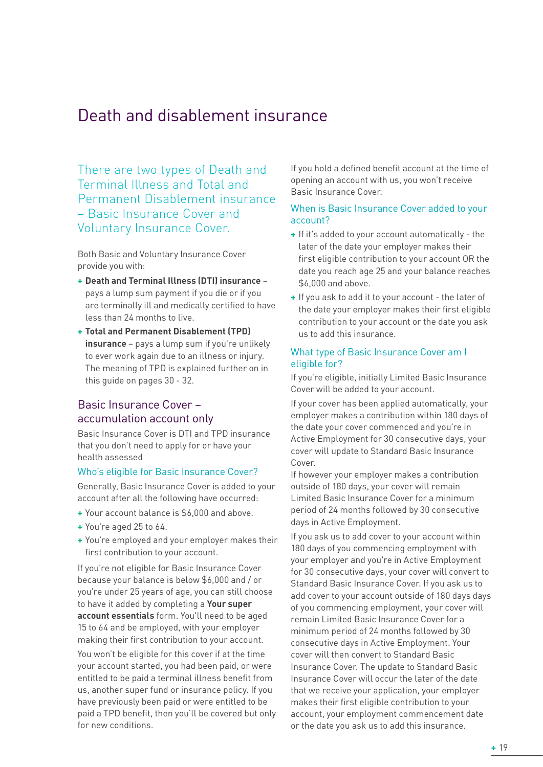# Death and disablement insurance

## There are two types of Death and Terminal Illness and Total and Permanent Disablement insurance – Basic Insurance Cover and Voluntary Insurance Cover.

Both Basic and Voluntary Insurance Cover provide you with:

- **Death and Terminal Illness (DTI) insurance** – pays a lump sum payment if you die or if you are terminally ill and medically certified to have less than 24 months to live.
- **Total and Permanent Disablement (TPD) insurance** – pays a lump sum if you're unlikely to ever work again due to an illness or injury. The meaning of TPD is explained further on in this guide on pages 30 - 32.

## Basic Insurance Cover – accumulation account only

Basic Insurance Cover is DTI and TPD insurance that you don't need to apply for or have your health assessed

### Who's eligible for Basic Insurance Cover?

Generally, Basic Insurance Cover is added to your account after all the following have occurred:

- Your account balance is $6,000 and above.
- You're aged 25 to 64.
- You're employed and your employer makes their first contribution to your account.

If you're not eligible for Basic Insurance Cover because your balance is below $6,000 and / or you're under 25 years of age, you can still choose to have it added by completing a **Your super account essentials** form. You'll need to be aged 15 to 64 and be employed, with your employer making their first contribution to your account.

You won't be eligible for this cover if at the time your account started, you had been paid, or were entitled to be paid a terminal illness benefit from us, another super fund or insurance policy. If you have previously been paid or were entitled to be paid a TPD benefit, then you'll be covered but only for new conditions.

If you hold a defined benefit account at the time of opening an account with us, you won't receive Basic Insurance Cover.

### When is Basic Insurance Cover added to your account?

- If it's added to your account automatically - the later of the date your employer makes their first eligible contribution to your account OR the date you reach age 25 and your balance reaches $6,000 and above.
- If you ask us to add it to your account - the later of the date your employer makes their first eligible contribution to your account or the date you ask us to add this insurance.

### What type of Basic Insurance Cover am I eligible for?

If you're eligible, initially Limited Basic Insurance Cover will be added to your account.

If your cover has been applied automatically, your employer makes a contribution within 180 days of the date your cover commenced and you're in Active Employment for 30 consecutive days, your cover will update to Standard Basic Insurance Cover.

If however your employer makes a contribution outside of 180 days, your cover will remain Limited Basic Insurance Cover for a minimum period of 24 months followed by 30 consecutive days in Active Employment.

If you ask us to add cover to your account within 180 days of you commencing employment with your employer and you're in Active Employment for 30 consecutive days, your cover will convert to Standard Basic Insurance Cover. If you ask us to add cover to your account outside of 180 days days of you commencing employment, your cover will remain Limited Basic Insurance Cover for a minimum period of 24 months followed by 30 consecutive days in Active Employment. Your cover will then convert to Standard Basic Insurance Cover. The update to Standard Basic Insurance Cover will occur the later of the date that we receive your application, your employer makes their first eligible contribution to your account, your employment commencement date or the date you ask us to add this insurance.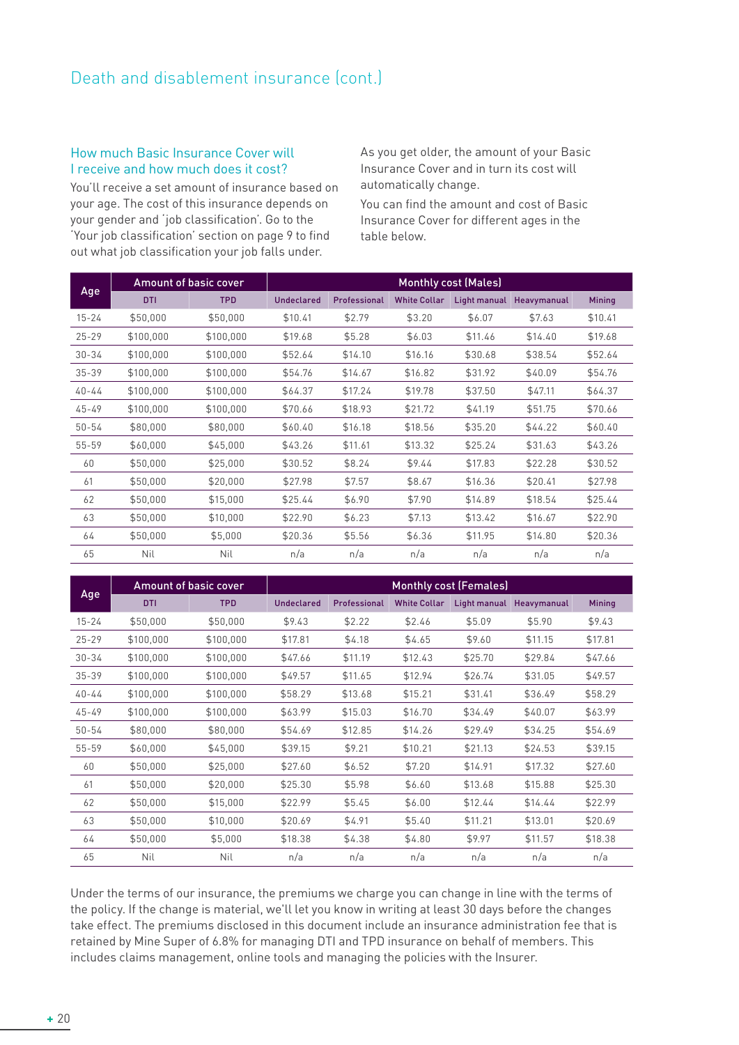## Death and disablement insurance (cont.)

### How much Basic Insurance Cover will I receive and how much does it cost?

You'll receive a set amount of insurance based on your age. The cost of this insurance depends on your gender and 'job classification'. Go to the 'Your job classification' section on page 9 to find out what job classification your job falls under.

As you get older, the amount of your Basic Insurance Cover and in turn its cost will automatically change.

You can find the amount and cost of Basic Insurance Cover for different ages in the table below.

| Age | Amount of basic cover | | Monthly cost (Males) | | | | | |
|---|---|---|---|---|---|---|---|---|
| | DTI | TPD | Undeclared | Professional | White Collar | Light manual | Heavymanual | Mining |
| 15-24 | $50,000 | $50,000 | $10.41 | $2.79 | $3.20 | $6.07 | $7.63 | $10.41 |
| 25-29 | $100,000 | $100,000 | $19.68 | $5.28 | $6.03 | $11.46 | $14.40 | $19.68 |
| 30-34 | $100,000 | $100,000 | $52.64 | $14.10 | $16.16 | $30.68 | $38.54 | $52.64 |
| 35-39 | $100,000 | $100,000 | $54.76 | $14.67 | $16.82 | $31.92 | $40.09 | $54.76 |
| 40-44 | $100,000 | $100,000 | $64.37 | $17.24 | $19.78 | $37.50 | $47.11 | $64.37 |
| 45-49 | $100,000 | $100,000 | $70.66 | $18.93 | $21.72 | $41.19 | $51.75 | $70.66 |
| 50-54 | $80,000 | $80,000 | $60.40 | $16.18 | $18.56 | $35.20 | $44.22 | $60.40 |
| 55-59 | $60,000 | $45,000 | $43.26 | $11.61 | $13.32 | $25.24 | $31.63 | $43.26 |
| 60 | $50,000 | $25,000 | $30.52 | $8.24 | $9.44 | $17.83 | $22.28 | $30.52 |
| 61 | $50,000 | $20,000 | $27.98 | $7.57 | $8.67 | $16.36 | $20.41 | $27.98 |
| 62 | $50,000 | $15,000 | $25.44 | $6.90 | $7.90 | $14.89 | $18.54 | $25.44 |
| 63 | $50,000 | $10,000 | $22.90 | $6.23 | $7.13 | $13.42 | $16.67 | $22.90 |
| 64 | $50,000 | $5,000 | $20.36 | $5.56 | $6.36 | $11.95 | $14.80 | $20.36 |
| 65 | Nil | Nil | n/a | n/a | n/a | n/a | n/a | n/a |

| Age | Amount of basic cover | | Monthly cost (Females) | | | | | |
|---|---|---|---|---|---|---|---|---|
| | DTI | TPD | Undeclared | Professional | White Collar | Light manual | Heavymanual | Mining |
| 15-24 | $50,000 | $50,000 | $9.43 | $2.22 | $2.46 | $5.09 | $5.90 | $9.43 |
| 25-29 | $100,000 | $100,000 | $17.81 | $4.18 | $4.65 | $9.60 | $11.15 | $17.81 |
| 30-34 | $100,000 | $100,000 | $47.66 | $11.19 | $12.43 | $25.70 | $29.84 | $47.66 |
| 35-39 | $100,000 | $100,000 | $49.57 | $11.65 | $12.94 | $26.74 | $31.05 | $49.57 |
| 40-44 | $100,000 | $100,000 | $58.29 | $13.68 | $15.21 | $31.41 | $36.49 | $58.29 |
| 45-49 | $100,000 | $100,000 | $63.99 | $15.03 | $16.70 | $34.49 | $40.07 | $63.99 |
| 50-54 | $80,000 | $80,000 | $54.69 | $12.85 | $14.26 | $29.49 | $34.25 | $54.69 |
| 55-59 | $60,000 | $45,000 | $39.15 | $9.21 | $10.21 | $21.13 | $24.53 | $39.15 |
| 60 | $50,000 | $25,000 | $27.60 | $6.52 | $7.20 | $14.91 | $17.32 | $27.60 |
| 61 | $50,000 | $20,000 | $25.30 | $5.98 | $6.60 | $13.68 | $15.88 | $25.30 |
| 62 | $50,000 | $15,000 | $22.99 | $5.45 | $6.00 | $12.44 | $14.44 | $22.99 |
| 63 | $50,000 | $10,000 | $20.69 | $4.91 | $5.40 | $11.21 | $13.01 | $20.69 |
| 64 | $50,000 | $5,000 | $18.38 | $4.38 | $4.80 | $9.97 | $11.57 | $18.38 |
| 65 | Nil | Nil | n/a | n/a | n/a | n/a | n/a | n/a |

Under the terms of our insurance, the premiums we charge you can change in line with the terms of the policy. If the change is material, we'll let you know in writing at least 30 days before the changes take effect. The premiums disclosed in this document include an insurance administration fee that is retained by Mine Super of 6.8% for managing DTI and TPD insurance on behalf of members. This includes claims management, online tools and managing the policies with the Insurer.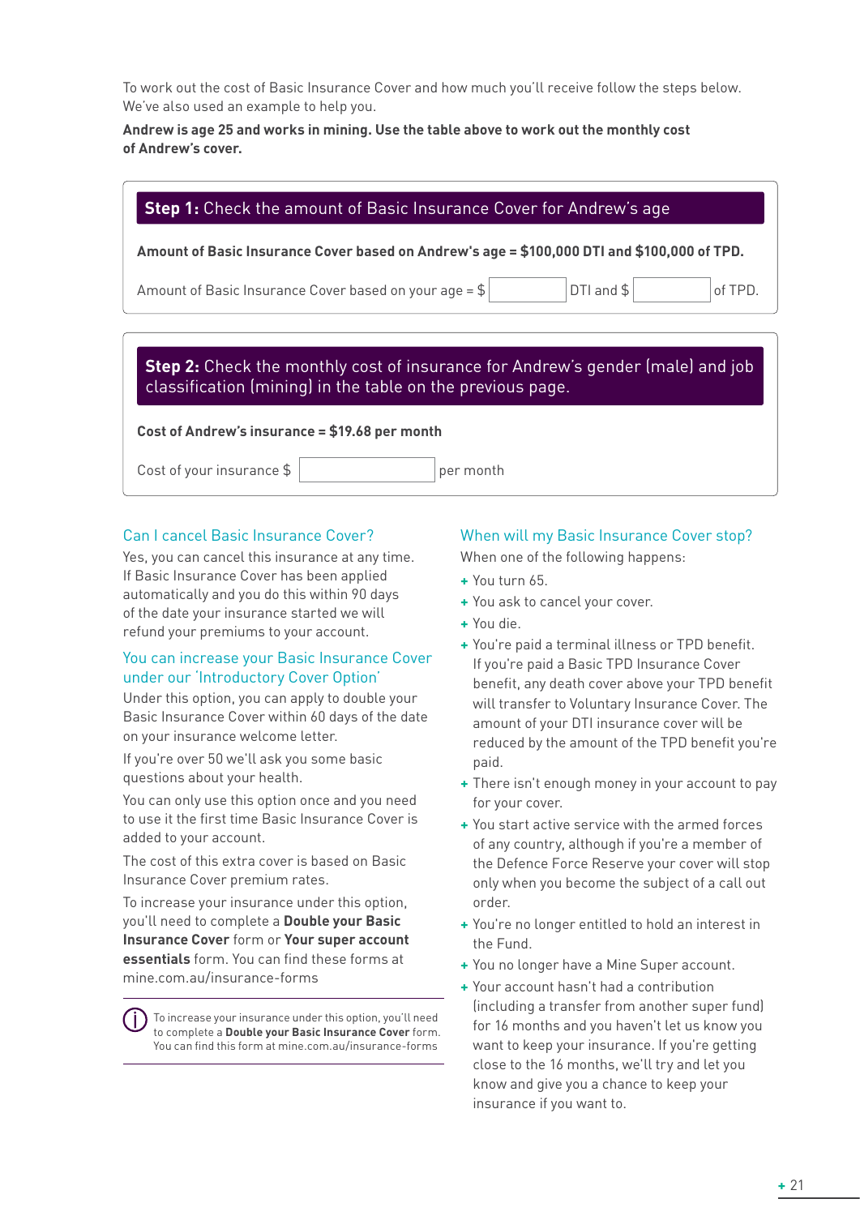To work out the cost of Basic Insurance Cover and how much you'll receive follow the steps below. We've also used an example to help you.

**Andrew is age 25 and works in mining. Use the table above to work out the monthly cost of Andrew's cover.**

### **Step 1:** Check the amount of Basic Insurance Cover for Andrew's age

**Amount of Basic Insurance Cover based on Andrew's age = $100,000 DTI and $100,000 of TPD.**

Amount of Basic Insurance Cover based on your age = $ ________ DTI and $ ________ of TPD.

### **Step 2:** Check the monthly cost of insurance for Andrew's gender (male) and job classification (mining) in the table on the previous page.

**Cost of Andrew's insurance = $19.68 per month**

Cost of your insurance $ ________ per month

## Can I cancel Basic Insurance Cover?

Yes, you can cancel this insurance at any time. If Basic Insurance Cover has been applied automatically and you do this within 90 days of the date your insurance started we will refund your premiums to your account.

## You can increase your Basic Insurance Cover under our 'Introductory Cover Option'

Under this option, you can apply to double your Basic Insurance Cover within 60 days of the date on your insurance welcome letter.

If you're over 50 we'll ask you some basic questions about your health.

You can only use this option once and you need to use it the first time Basic Insurance Cover is added to your account.

The cost of this extra cover is based on Basic Insurance Cover premium rates.

To increase your insurance under this option, you'll need to complete a **Double your Basic Insurance Cover** form or **Your super account essentials** form. You can find these forms at mine.com.au/insurance-forms

> To increase your insurance under this option, you'll need to complete a **Double your Basic Insurance Cover** form. You can find this form at mine.com.au/insurance-forms

## When will my Basic Insurance Cover stop?

When one of the following happens:

+ You turn 65.
+ You ask to cancel your cover.
+ You die.
+ You're paid a terminal illness or TPD benefit. If you're paid a Basic TPD Insurance Cover benefit, any death cover above your TPD benefit will transfer to Voluntary Insurance Cover. The amount of your DTI insurance cover will be reduced by the amount of the TPD benefit you're paid.
+ There isn't enough money in your account to pay for your cover.
+ You start active service with the armed forces of any country, although if you're a member of the Defence Force Reserve your cover will stop only when you become the subject of a call out order.
+ You're no longer entitled to hold an interest in the Fund.
+ You no longer have a Mine Super account.
+ Your account hasn't had a contribution (including a transfer from another super fund) for 16 months and you haven't let us know you want to keep your insurance. If you're getting close to the 16 months, we'll try and let you know and give you a chance to keep your insurance if you want to.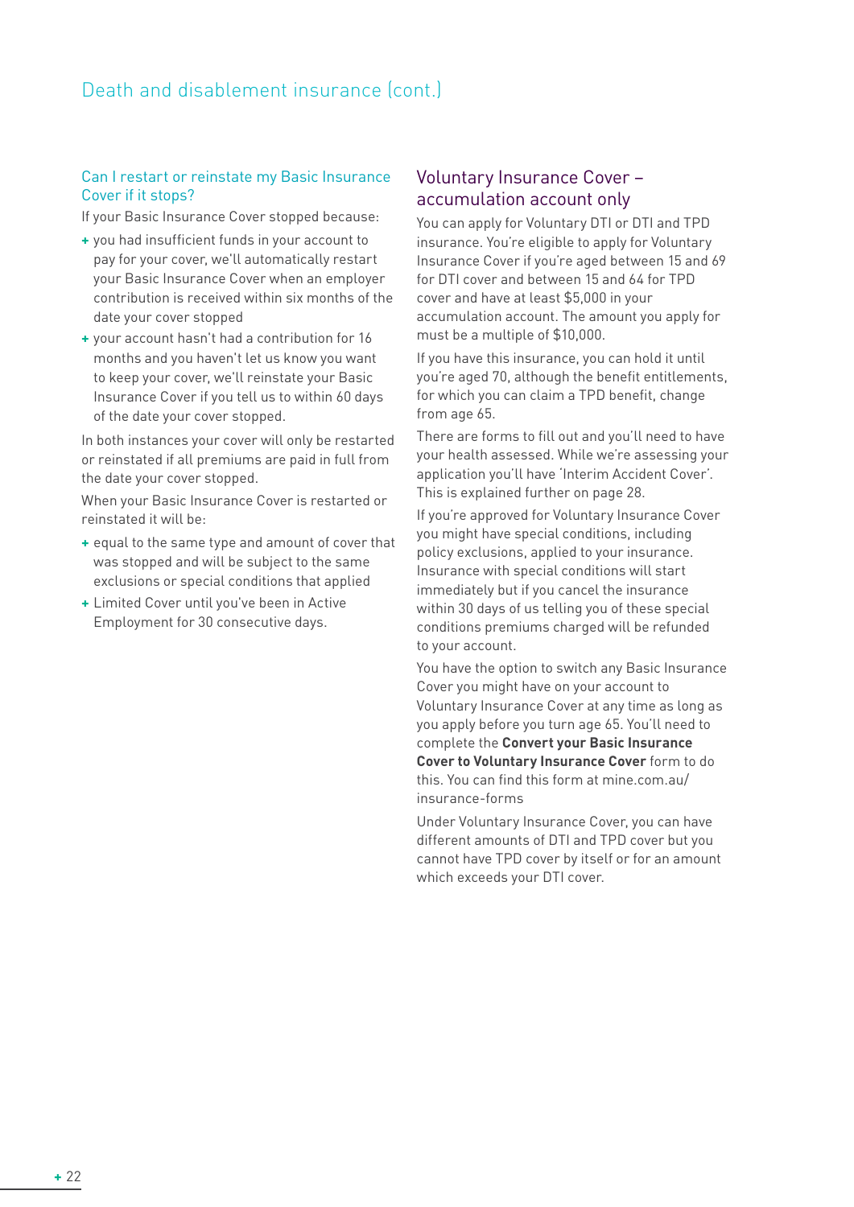# Death and disablement insurance (cont.)

## Can I restart or reinstate my Basic Insurance Cover if it stops?

If your Basic Insurance Cover stopped because:

- you had insufficient funds in your account to pay for your cover, we'll automatically restart your Basic Insurance Cover when an employer contribution is received within six months of the date your cover stopped
- your account hasn't had a contribution for 16 months and you haven't let us know you want to keep your cover, we'll reinstate your Basic Insurance Cover if you tell us to within 60 days of the date your cover stopped.

In both instances your cover will only be restarted or reinstated if all premiums are paid in full from the date your cover stopped.

When your Basic Insurance Cover is restarted or reinstated it will be:

- equal to the same type and amount of cover that was stopped and will be subject to the same exclusions or special conditions that applied
- Limited Cover until you've been in Active Employment for 30 consecutive days.

## Voluntary Insurance Cover – accumulation account only

You can apply for Voluntary DTI or DTI and TPD insurance. You're eligible to apply for Voluntary Insurance Cover if you're aged between 15 and 69 for DTI cover and between 15 and 64 for TPD cover and have at least $5,000 in your accumulation account. The amount you apply for must be a multiple of $10,000.

If you have this insurance, you can hold it until you're aged 70, although the benefit entitlements, for which you can claim a TPD benefit, change from age 65.

There are forms to fill out and you'll need to have your health assessed. While we're assessing your application you'll have 'Interim Accident Cover'. This is explained further on page 28.

If you're approved for Voluntary Insurance Cover you might have special conditions, including policy exclusions, applied to your insurance. Insurance with special conditions will start immediately but if you cancel the insurance within 30 days of us telling you of these special conditions premiums charged will be refunded to your account.

You have the option to switch any Basic Insurance Cover you might have on your account to Voluntary Insurance Cover at any time as long as you apply before you turn age 65. You'll need to complete the **Convert your Basic Insurance Cover to Voluntary Insurance Cover** form to do this. You can find this form at mine.com.au/insurance-forms

Under Voluntary Insurance Cover, you can have different amounts of DTI and TPD cover but you cannot have TPD cover by itself or for an amount which exceeds your DTI cover.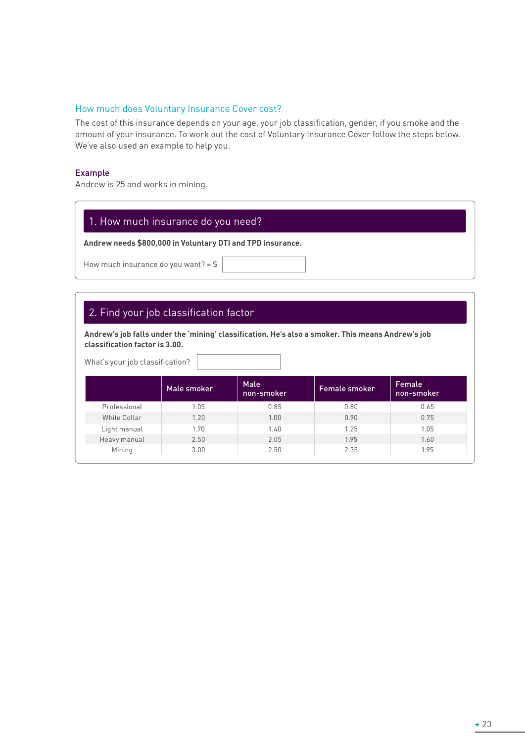## How much does Voluntary Insurance Cover cost?

The cost of this insurance depends on your age, your job classification, gender, if you smoke and the amount of your insurance. To work out the cost of Voluntary Insurance Cover follow the steps below. We've also used an example to help you.

### Example

Andrew is 25 and works in mining.

### 1. How much insurance do you need?

**Andrew needs $800,000 in Voluntary DTI and TPD insurance.**

How much insurance do you want? = $ ____________

### 2. Find your job classification factor

**Andrew's job falls under the 'mining' classification. He's also a smoker. This means Andrew's job classification factor is 3.00.**

What's your job classification? ____________

| | Male smoker | Male non-smoker | Female smoker | Female non-smoker |
|---|---|---|---|---|
| Professional | 1.05 | 0.85 | 0.80 | 0.65 |
| White Collar | 1.20 | 1.00 | 0.90 | 0.75 |
| Light manual | 1.70 | 1.40 | 1.25 | 1.05 |
| Heavy manual | 2.50 | 2.05 | 1.95 | 1.60 |
| Mining | 3.00 | 2.50 | 2.35 | 1.95 |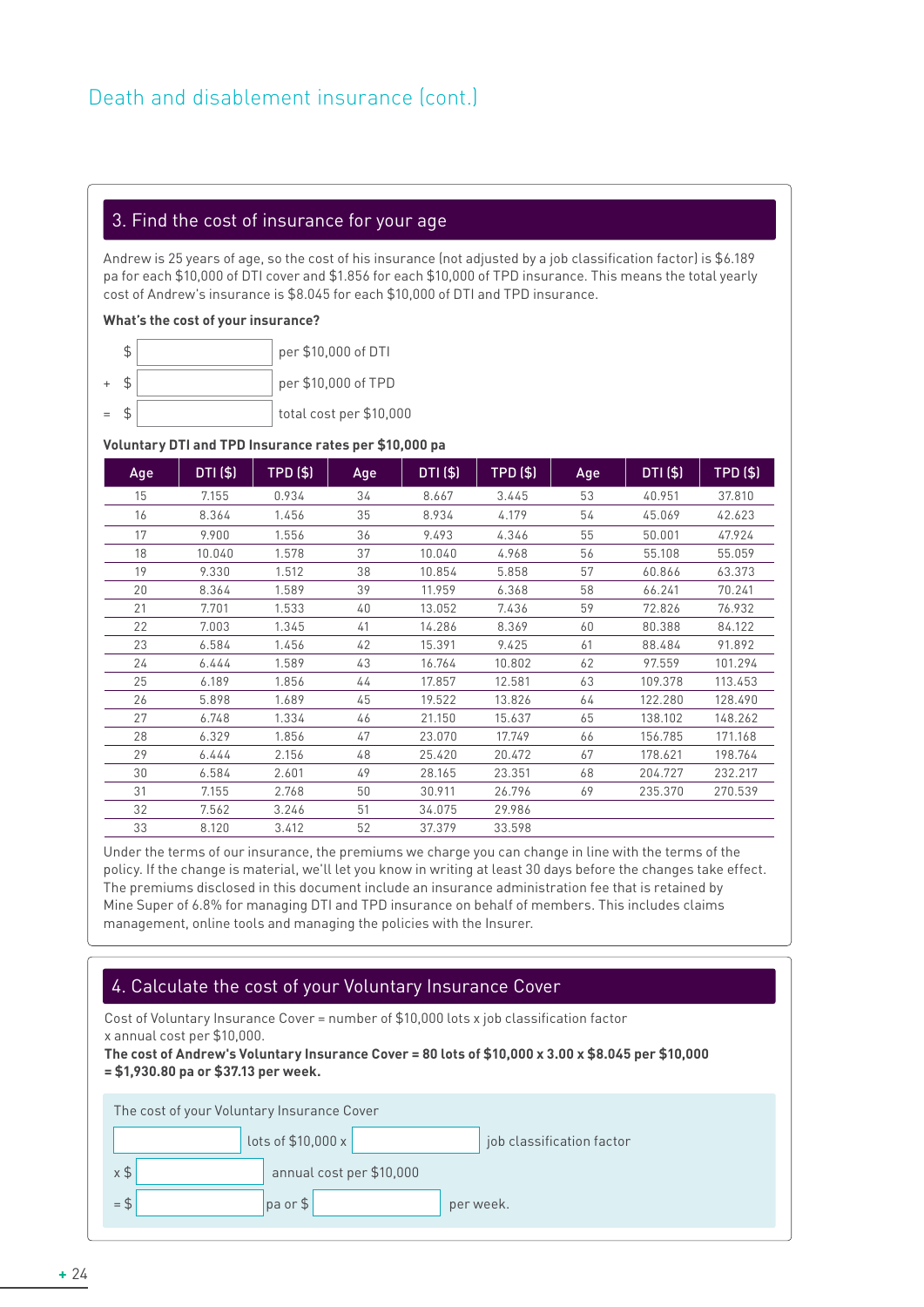# Death and disablement insurance (cont.)

## 3. Find the cost of insurance for your age

Andrew is 25 years of age, so the cost of his insurance (not adjusted by a job classification factor) is $6.189 pa for each $10,000 of DTI cover and $1.856 for each $10,000 of TPD insurance. This means the total yearly cost of Andrew's insurance is $8.045 for each $10,000 of DTI and TPD insurance.

**What's the cost of your insurance?**

$ ________ per $10,000 of DTI

\+ $ ________ per $10,000 of TPD

= $ ________ total cost per $10,000

**Voluntary DTI and TPD Insurance rates per $10,000 pa**

| Age | DTI ($) | TPD ($) | Age | DTI ($) | TPD ($) | Age | DTI ($) | TPD ($) |
|---|---|---|---|---|---|---|---|---|
| 15 | 7.155 | 0.934 | 34 | 8.667 | 3.445 | 53 | 40.951 | 37.810 |
| 16 | 8.364 | 1.456 | 35 | 8.934 | 4.179 | 54 | 45.069 | 42.623 |
| 17 | 9.900 | 1.556 | 36 | 9.493 | 4.346 | 55 | 50.001 | 47.924 |
| 18 | 10.040 | 1.578 | 37 | 10.040 | 4.968 | 56 | 55.108 | 55.059 |
| 19 | 9.330 | 1.512 | 38 | 10.854 | 5.858 | 57 | 60.866 | 63.373 |
| 20 | 8.364 | 1.589 | 39 | 11.959 | 6.368 | 58 | 66.241 | 70.241 |
| 21 | 7.701 | 1.533 | 40 | 13.052 | 7.436 | 59 | 72.826 | 76.932 |
| 22 | 7.003 | 1.345 | 41 | 14.286 | 8.369 | 60 | 80.388 | 84.122 |
| 23 | 6.584 | 1.456 | 42 | 15.391 | 9.425 | 61 | 88.484 | 91.892 |
| 24 | 6.444 | 1.589 | 43 | 16.764 | 10.802 | 62 | 97.559 | 101.294 |
| 25 | 6.189 | 1.856 | 44 | 17.857 | 12.581 | 63 | 109.378 | 113.453 |
| 26 | 5.898 | 1.689 | 45 | 19.522 | 13.826 | 64 | 122.280 | 128.490 |
| 27 | 6.748 | 1.334 | 46 | 21.150 | 15.637 | 65 | 138.102 | 148.262 |
| 28 | 6.329 | 1.856 | 47 | 23.070 | 17.749 | 66 | 156.785 | 171.168 |
| 29 | 6.444 | 2.156 | 48 | 25.420 | 20.472 | 67 | 178.621 | 198.764 |
| 30 | 6.584 | 2.601 | 49 | 28.165 | 23.351 | 68 | 204.727 | 232.217 |
| 31 | 7.155 | 2.768 | 50 | 30.911 | 26.796 | 69 | 235.370 | 270.539 |
| 32 | 7.562 | 3.246 | 51 | 34.075 | 29.986 | | | |
| 33 | 8.120 | 3.412 | 52 | 37.379 | 33.598 | | | |

Under the terms of our insurance, the premiums we charge you can change in line with the terms of the policy. If the change is material, we'll let you know in writing at least 30 days before the changes take effect. The premiums disclosed in this document include an insurance administration fee that is retained by Mine Super of 6.8% for managing DTI and TPD insurance on behalf of members. This includes claims management, online tools and managing the policies with the Insurer.

## 4. Calculate the cost of your Voluntary Insurance Cover

Cost of Voluntary Insurance Cover = number of $10,000 lots x job classification factor x annual cost per $10,000.

**The cost of Andrew's Voluntary Insurance Cover = 80 lots of $10,000 x 3.00 x $8.045 per $10,000 = $1,930.80 pa or $37.13 per week.**

The cost of your Voluntary Insurance Cover

________ lots of $10,000 x ________ job classification factor

x $ ________ annual cost per $10,000

= $ ________ pa or $ ________ per week.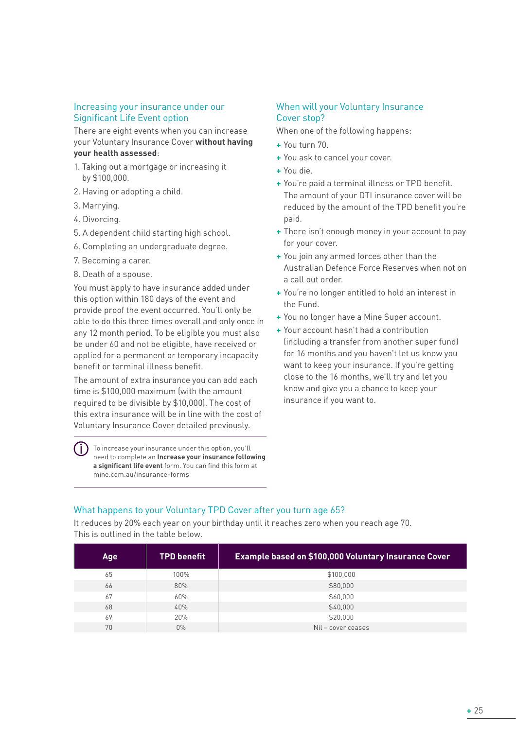## Increasing your insurance under our Significant Life Event option

There are eight events when you can increase your Voluntary Insurance Cover **without having your health assessed**:

1. Taking out a mortgage or increasing it by $100,000.
2. Having or adopting a child.
3. Marrying.
4. Divorcing.
5. A dependent child starting high school.
6. Completing an undergraduate degree.
7. Becoming a carer.
8. Death of a spouse.

You must apply to have insurance added under this option within 180 days of the event and provide proof the event occurred. You'll only be able to do this three times overall and only once in any 12 month period. To be eligible you must also be under 60 and not be eligible, have received or applied for a permanent or temporary incapacity benefit or terminal illness benefit.

The amount of extra insurance you can add each time is $100,000 maximum (with the amount required to be divisible by $10,000). The cost of this extra insurance will be in line with the cost of Voluntary Insurance Cover detailed previously.

> To increase your insurance under this option, you'll need to complete an **Increase your insurance following a significant life event** form. You can find this form at mine.com.au/insurance-forms

## When will your Voluntary Insurance Cover stop?

When one of the following happens:

- You turn 70.
- You ask to cancel your cover.
- You die.
- You're paid a terminal illness or TPD benefit. The amount of your DTI insurance cover will be reduced by the amount of the TPD benefit you're paid.
- There isn't enough money in your account to pay for your cover.
- You join any armed forces other than the Australian Defence Force Reserves when not on a call out order.
- You're no longer entitled to hold an interest in the Fund.
- You no longer have a Mine Super account.
- Your account hasn't had a contribution (including a transfer from another super fund) for 16 months and you haven't let us know you want to keep your insurance. If you're getting close to the 16 months, we'll try and let you know and give you a chance to keep your insurance if you want to.

## What happens to your Voluntary TPD Cover after you turn age 65?

It reduces by 20% each year on your birthday until it reaches zero when you reach age 70. This is outlined in the table below.

| Age | TPD benefit | Example based on $100,000 Voluntary Insurance Cover |
|---|---|---|
| 65 | 100% | $100,000 |
| 66 | 80% | $80,000 |
| 67 | 60% | $60,000 |
| 68 | 40% | $40,000 |
| 69 | 20% | $20,000 |
| 70 | 0% | Nil – cover ceases |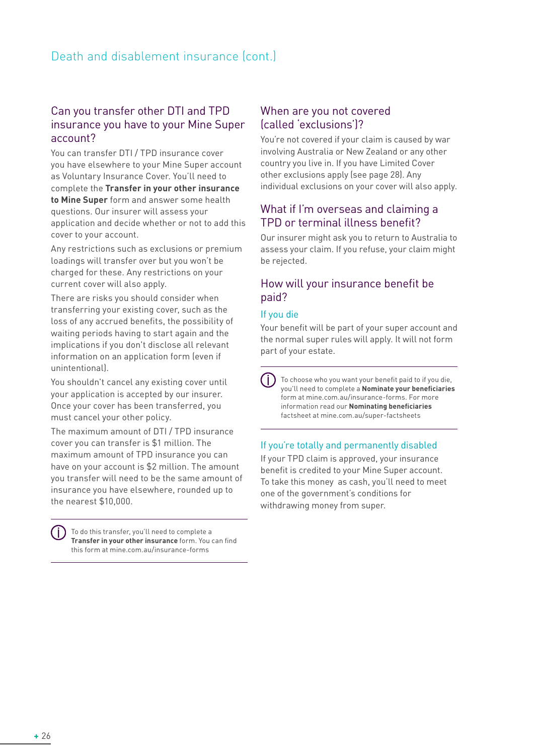# Death and disablement insurance (cont.)

## Can you transfer other DTI and TPD insurance you have to your Mine Super account?

You can transfer DTI / TPD insurance cover you have elsewhere to your Mine Super account as Voluntary Insurance Cover. You'll need to complete the **Transfer in your other insurance to Mine Super** form and answer some health questions. Our insurer will assess your application and decide whether or not to add this cover to your account.

Any restrictions such as exclusions or premium loadings will transfer over but you won't be charged for these. Any restrictions on your current cover will also apply.

There are risks you should consider when transferring your existing cover, such as the loss of any accrued benefits, the possibility of waiting periods having to start again and the implications if you don't disclose all relevant information on an application form (even if unintentional).

You shouldn't cancel any existing cover until your application is accepted by our insurer. Once your cover has been transferred, you must cancel your other policy.

The maximum amount of DTI / TPD insurance cover you can transfer is $1 million. The maximum amount of TPD insurance you can have on your account is $2 million. The amount you transfer will need to be the same amount of insurance you have elsewhere, rounded up to the nearest $10,000.

> To do this transfer, you'll need to complete a **Transfer in your other insurance** form. You can find this form at mine.com.au/insurance-forms

## When are you not covered (called 'exclusions')?

You're not covered if your claim is caused by war involving Australia or New Zealand or any other country you live in. If you have Limited Cover other exclusions apply (see page 28). Any individual exclusions on your cover will also apply.

## What if I'm overseas and claiming a TPD or terminal illness benefit?

Our insurer might ask you to return to Australia to assess your claim. If you refuse, your claim might be rejected.

## How will your insurance benefit be paid?

### If you die

Your benefit will be part of your super account and the normal super rules will apply. It will not form part of your estate.

> To choose who you want your benefit paid to if you die, you'll need to complete a **Nominate your beneficiaries** form at mine.com.au/insurance-forms. For more information read our **Nominating beneficiaries** factsheet at mine.com.au/super-factsheets

### If you're totally and permanently disabled

If your TPD claim is approved, your insurance benefit is credited to your Mine Super account. To take this money as cash, you'll need to meet one of the government's conditions for withdrawing money from super.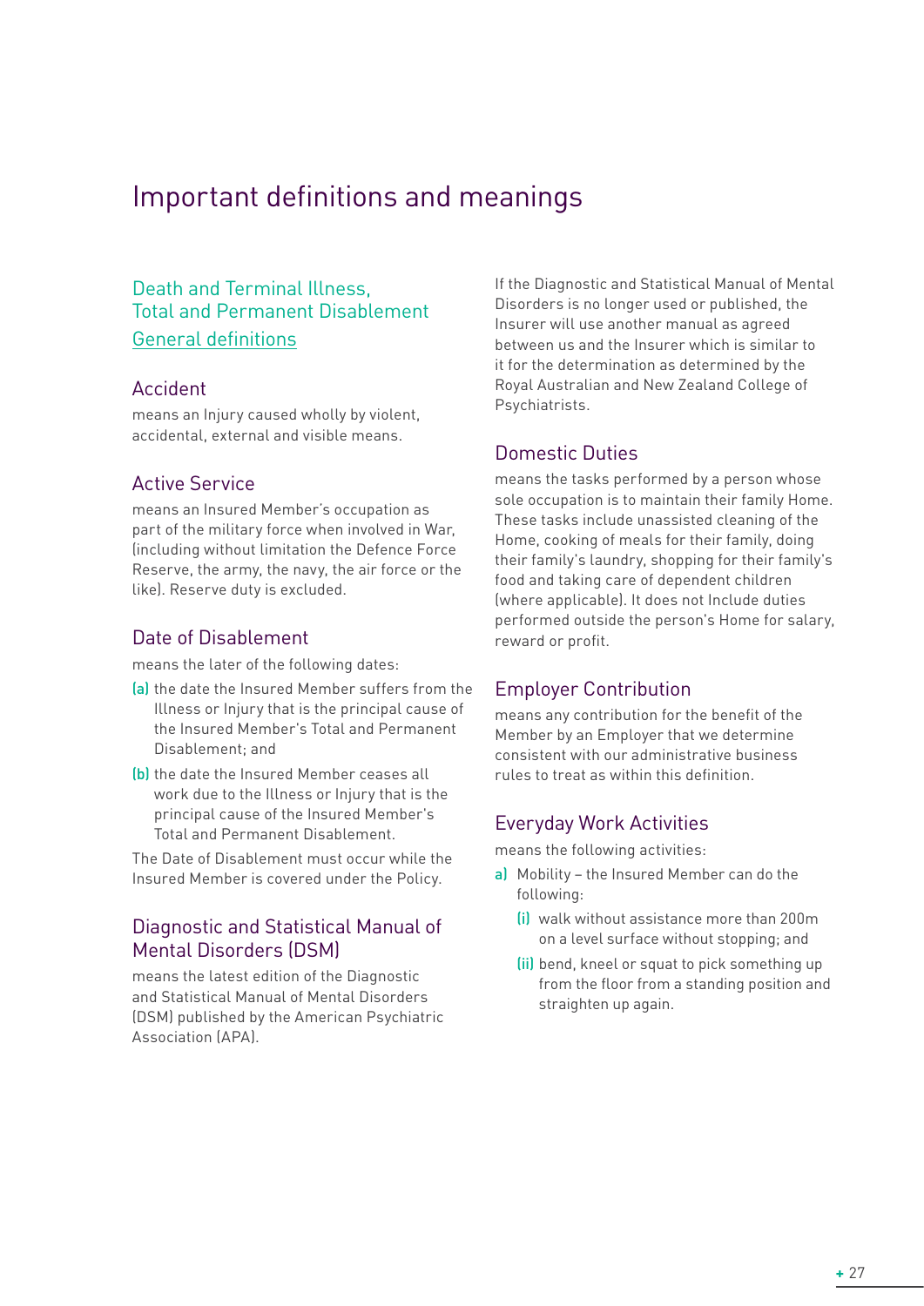# Important definitions and meanings

## Death and Terminal Illness, Total and Permanent Disablement

## General definitions

### Accident

means an Injury caused wholly by violent, accidental, external and visible means.

### Active Service

means an Insured Member's occupation as part of the military force when involved in War, (including without limitation the Defence Force Reserve, the army, the navy, the air force or the like). Reserve duty is excluded.

### Date of Disablement

means the later of the following dates:

(a) the date the Insured Member suffers from the Illness or Injury that is the principal cause of the Insured Member's Total and Permanent Disablement; and

(b) the date the Insured Member ceases all work due to the Illness or Injury that is the principal cause of the Insured Member's Total and Permanent Disablement.

The Date of Disablement must occur while the Insured Member is covered under the Policy.

### Diagnostic and Statistical Manual of Mental Disorders (DSM)

means the latest edition of the Diagnostic and Statistical Manual of Mental Disorders (DSM) published by the American Psychiatric Association (APA).

If the Diagnostic and Statistical Manual of Mental Disorders is no longer used or published, the Insurer will use another manual as agreed between us and the Insurer which is similar to it for the determination as determined by the Royal Australian and New Zealand College of Psychiatrists.

### Domestic Duties

means the tasks performed by a person whose sole occupation is to maintain their family Home. These tasks include unassisted cleaning of the Home, cooking of meals for their family, doing their family's laundry, shopping for their family's food and taking care of dependent children (where applicable). It does not Include duties performed outside the person's Home for salary, reward or profit.

### Employer Contribution

means any contribution for the benefit of the Member by an Employer that we determine consistent with our administrative business rules to treat as within this definition.

### Everyday Work Activities

means the following activities:

a) Mobility – the Insured Member can do the following:

  (i) walk without assistance more than 200m on a level surface without stopping; and

  (ii) bend, kneel or squat to pick something up from the floor from a standing position and straighten up again.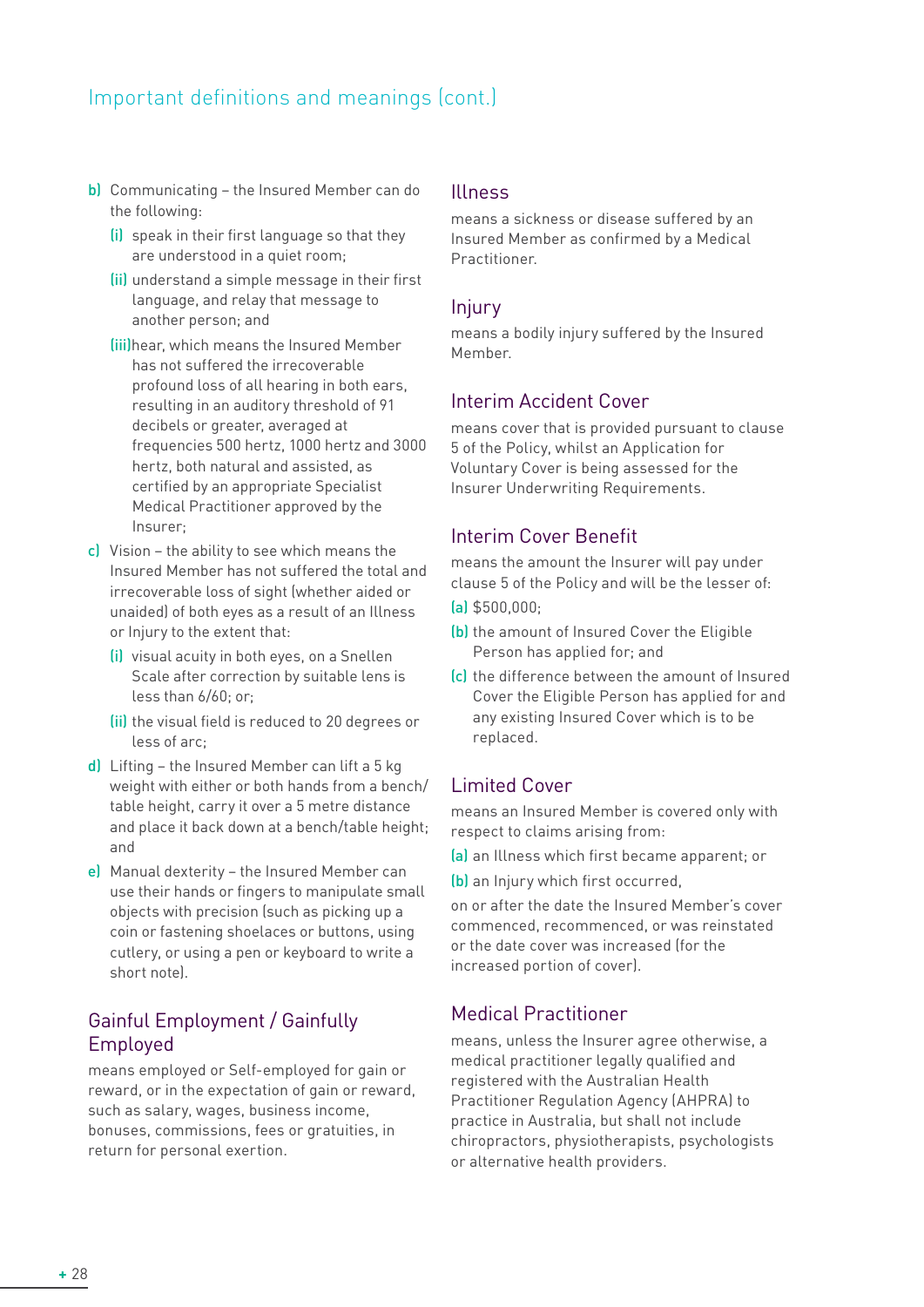## Important definitions and meanings (cont.)

b) Communicating – the Insured Member can do the following:
   (i) speak in their first language so that they are understood in a quiet room;
   (ii) understand a simple message in their first language, and relay that message to another person; and
   (iii) hear, which means the Insured Member has not suffered the irrecoverable profound loss of all hearing in both ears, resulting in an auditory threshold of 91 decibels or greater, averaged at frequencies 500 hertz, 1000 hertz and 3000 hertz, both natural and assisted, as certified by an appropriate Specialist Medical Practitioner approved by the Insurer;

c) Vision – the ability to see which means the Insured Member has not suffered the total and irrecoverable loss of sight (whether aided or unaided) of both eyes as a result of an Illness or Injury to the extent that:
   (i) visual acuity in both eyes, on a Snellen Scale after correction by suitable lens is less than 6/60; or;
   (ii) the visual field is reduced to 20 degrees or less of arc;

d) Lifting – the Insured Member can lift a 5 kg weight with either or both hands from a bench/table height, carry it over a 5 metre distance and place it back down at a bench/table height; and

e) Manual dexterity – the Insured Member can use their hands or fingers to manipulate small objects with precision (such as picking up a coin or fastening shoelaces or buttons, using cutlery, or using a pen or keyboard to write a short note).

### Gainful Employment / Gainfully Employed

means employed or Self-employed for gain or reward, or in the expectation of gain or reward, such as salary, wages, business income, bonuses, commissions, fees or gratuities, in return for personal exertion.

### Illness

means a sickness or disease suffered by an Insured Member as confirmed by a Medical Practitioner.

### Injury

means a bodily injury suffered by the Insured Member.

### Interim Accident Cover

means cover that is provided pursuant to clause 5 of the Policy, whilst an Application for Voluntary Cover is being assessed for the Insurer Underwriting Requirements.

### Interim Cover Benefit

means the amount the Insurer will pay under clause 5 of the Policy and will be the lesser of:

(a) $500,000;

(b) the amount of Insured Cover the Eligible Person has applied for; and

(c) the difference between the amount of Insured Cover the Eligible Person has applied for and any existing Insured Cover which is to be replaced.

### Limited Cover

means an Insured Member is covered only with respect to claims arising from:

(a) an Illness which first became apparent; or

(b) an Injury which first occurred,

on or after the date the Insured Member's cover commenced, recommenced, or was reinstated or the date cover was increased (for the increased portion of cover).

### Medical Practitioner

means, unless the Insurer agree otherwise, a medical practitioner legally qualified and registered with the Australian Health Practitioner Regulation Agency (AHPRA) to practice in Australia, but shall not include chiropractors, physiotherapists, psychologists or alternative health providers.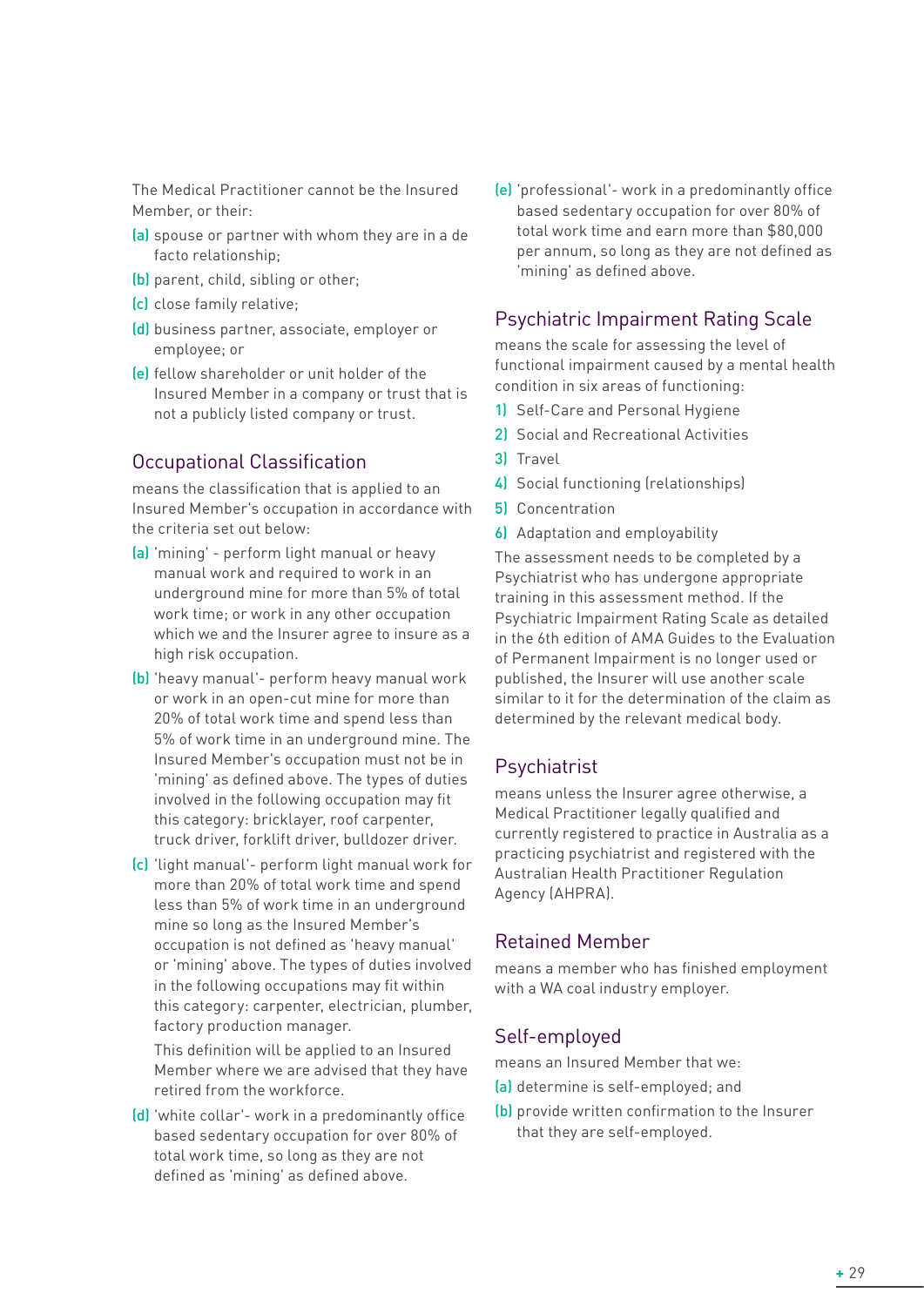The Medical Practitioner cannot be the Insured Member, or their:

(a) spouse or partner with whom they are in a de facto relationship;
(b) parent, child, sibling or other;
(c) close family relative;
(d) business partner, associate, employer or employee; or
(e) fellow shareholder or unit holder of the Insured Member in a company or trust that is not a publicly listed company or trust.

## Occupational Classification

means the classification that is applied to an Insured Member's occupation in accordance with the criteria set out below:

(a) 'mining' - perform light manual or heavy manual work and required to work in an underground mine for more than 5% of total work time; or work in any other occupation which we and the Insurer agree to insure as a high risk occupation.
(b) 'heavy manual'- perform heavy manual work or work in an open-cut mine for more than 20% of total work time and spend less than 5% of work time in an underground mine. The Insured Member's occupation must not be in 'mining' as defined above. The types of duties involved in the following occupation may fit this category: bricklayer, roof carpenter, truck driver, forklift driver, bulldozer driver.
(c) 'light manual'- perform light manual work for more than 20% of total work time and spend less than 5% of work time in an underground mine so long as the Insured Member's occupation is not defined as 'heavy manual' or 'mining' above. The types of duties involved in the following occupations may fit within this category: carpenter, electrician, plumber, factory production manager.

    This definition will be applied to an Insured Member where we are advised that they have retired from the workforce.
(d) 'white collar'- work in a predominantly office based sedentary occupation for over 80% of total work time, so long as they are not defined as 'mining' as defined above.
(e) 'professional'- work in a predominantly office based sedentary occupation for over 80% of total work time and earn more than $80,000 per annum, so long as they are not defined as 'mining' as defined above.

## Psychiatric Impairment Rating Scale

means the scale for assessing the level of functional impairment caused by a mental health condition in six areas of functioning:

1) Self-Care and Personal Hygiene
2) Social and Recreational Activities
3) Travel
4) Social functioning (relationships)
5) Concentration
6) Adaptation and employability

The assessment needs to be completed by a Psychiatrist who has undergone appropriate training in this assessment method. If the Psychiatric Impairment Rating Scale as detailed in the 6th edition of AMA Guides to the Evaluation of Permanent Impairment is no longer used or published, the Insurer will use another scale similar to it for the determination of the claim as determined by the relevant medical body.

## Psychiatrist

means unless the Insurer agree otherwise, a Medical Practitioner legally qualified and currently registered to practice in Australia as a practicing psychiatrist and registered with the Australian Health Practitioner Regulation Agency (AHPRA).

## Retained Member

means a member who has finished employment with a WA coal industry employer.

## Self-employed

means an Insured Member that we:

(a) determine is self-employed; and
(b) provide written confirmation to the Insurer that they are self-employed.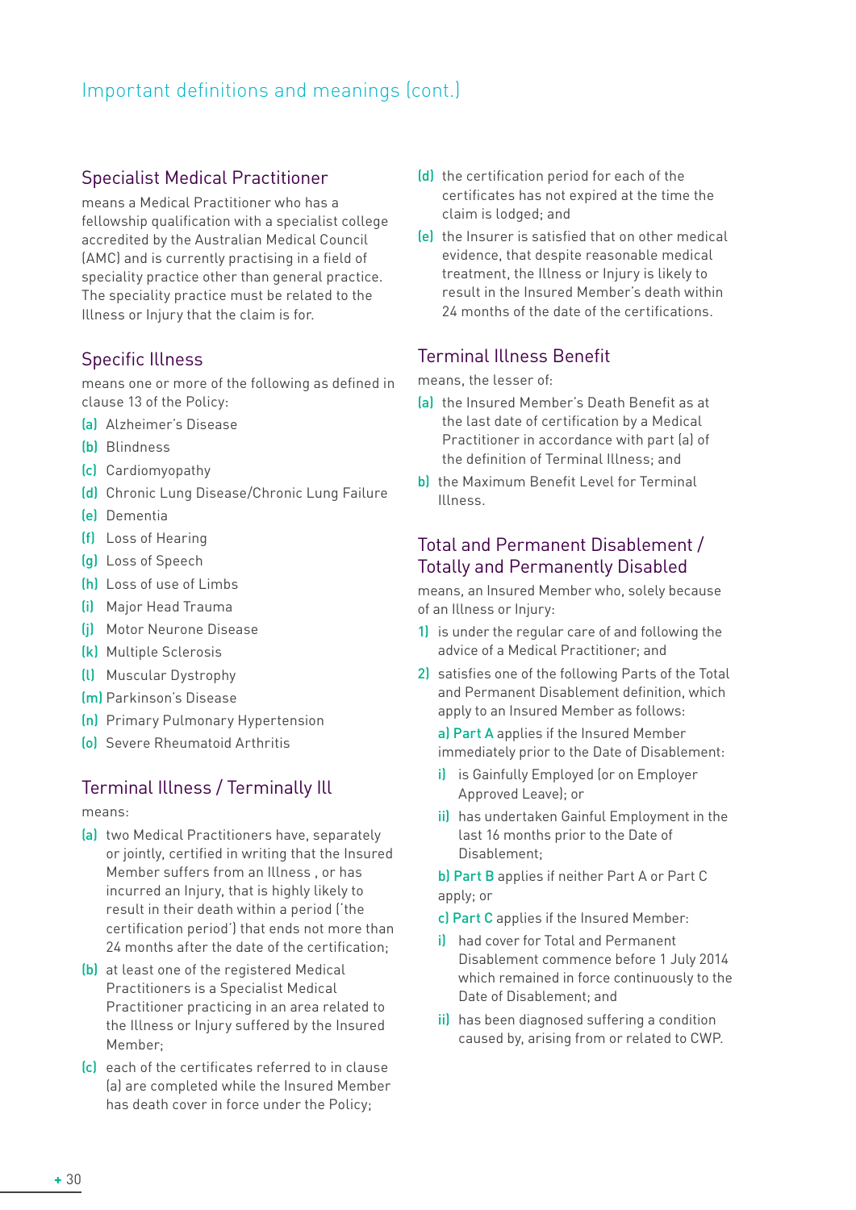## Important definitions and meanings (cont.)

### Specialist Medical Practitioner

means a Medical Practitioner who has a fellowship qualification with a specialist college accredited by the Australian Medical Council (AMC) and is currently practising in a field of speciality practice other than general practice. The speciality practice must be related to the Illness or Injury that the claim is for.

### Specific Illness

means one or more of the following as defined in clause 13 of the Policy:

(a) Alzheimer's Disease
(b) Blindness
(c) Cardiomyopathy
(d) Chronic Lung Disease/Chronic Lung Failure
(e) Dementia
(f) Loss of Hearing
(g) Loss of Speech
(h) Loss of use of Limbs
(i) Major Head Trauma
(j) Motor Neurone Disease
(k) Multiple Sclerosis
(l) Muscular Dystrophy
(m) Parkinson's Disease
(n) Primary Pulmonary Hypertension
(o) Severe Rheumatoid Arthritis

### Terminal Illness / Terminally Ill

means:

(a) two Medical Practitioners have, separately or jointly, certified in writing that the Insured Member suffers from an Illness , or has incurred an Injury, that is highly likely to result in their death within a period ('the certification period') that ends not more than 24 months after the date of the certification;

(b) at least one of the registered Medical Practitioners is a Specialist Medical Practitioner practicing in an area related to the Illness or Injury suffered by the Insured Member;

(c) each of the certificates referred to in clause (a) are completed while the Insured Member has death cover in force under the Policy;

(d) the certification period for each of the certificates has not expired at the time the claim is lodged; and

(e) the Insurer is satisfied that on other medical evidence, that despite reasonable medical treatment, the Illness or Injury is likely to result in the Insured Member's death within 24 months of the date of the certifications.

### Terminal Illness Benefit

means, the lesser of:

(a) the Insured Member's Death Benefit as at the last date of certification by a Medical Practitioner in accordance with part (a) of the definition of Terminal Illness; and

b) the Maximum Benefit Level for Terminal Illness.

### Total and Permanent Disablement / Totally and Permanently Disabled

means, an Insured Member who, solely because of an Illness or Injury:

1) is under the regular care of and following the advice of a Medical Practitioner; and

2) satisfies one of the following Parts of the Total and Permanent Disablement definition, which apply to an Insured Member as follows:

   a) Part A applies if the Insured Member immediately prior to the Date of Disablement:

   i) is Gainfully Employed (or on Employer Approved Leave); or

   ii) has undertaken Gainful Employment in the last 16 months prior to the Date of Disablement;

   b) Part B applies if neither Part A or Part C apply; or

   c) Part C applies if the Insured Member:

   i) had cover for Total and Permanent Disablement commence before 1 July 2014 which remained in force continuously to the Date of Disablement; and

   ii) has been diagnosed suffering a condition caused by, arising from or related to CWP.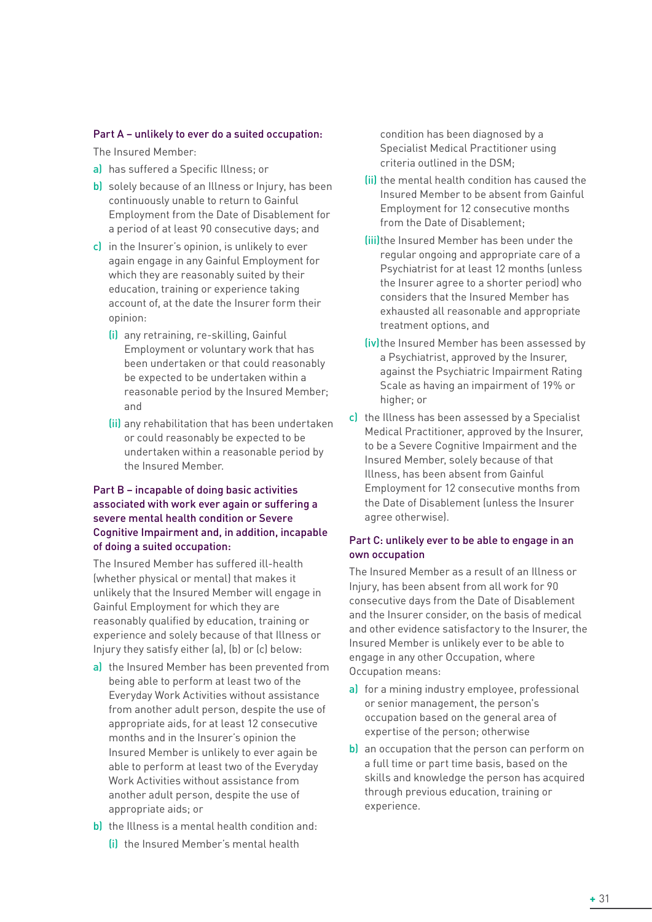#### Part A – unlikely to ever do a suited occupation:

The Insured Member:

a) has suffered a Specific Illness; or

b) solely because of an Illness or Injury, has been continuously unable to return to Gainful Employment from the Date of Disablement for a period of at least 90 consecutive days; and

c) in the Insurer's opinion, is unlikely to ever again engage in any Gainful Employment for which they are reasonably suited by their education, training or experience taking account of, at the date the Insurer form their opinion:

   (i) any retraining, re-skilling, Gainful Employment or voluntary work that has been undertaken or that could reasonably be expected to be undertaken within a reasonable period by the Insured Member; and

   (ii) any rehabilitation that has been undertaken or could reasonably be expected to be undertaken within a reasonable period by the Insured Member.

#### Part B – incapable of doing basic activities associated with work ever again or suffering a severe mental health condition or Severe Cognitive Impairment and, in addition, incapable of doing a suited occupation:

The Insured Member has suffered ill-health (whether physical or mental) that makes it unlikely that the Insured Member will engage in Gainful Employment for which they are reasonably qualified by education, training or experience and solely because of that Illness or Injury they satisfy either (a), (b) or (c) below:

a) the Insured Member has been prevented from being able to perform at least two of the Everyday Work Activities without assistance from another adult person, despite the use of appropriate aids, for at least 12 consecutive months and in the Insurer's opinion the Insured Member is unlikely to ever again be able to perform at least two of the Everyday Work Activities without assistance from another adult person, despite the use of appropriate aids; or

b) the Illness is a mental health condition and:

   (i) the Insured Member's mental health condition has been diagnosed by a Specialist Medical Practitioner using criteria outlined in the DSM;

   (ii) the mental health condition has caused the Insured Member to be absent from Gainful Employment for 12 consecutive months from the Date of Disablement;

   (iii) the Insured Member has been under the regular ongoing and appropriate care of a Psychiatrist for at least 12 months (unless the Insurer agree to a shorter period) who considers that the Insured Member has exhausted all reasonable and appropriate treatment options, and

   (iv) the Insured Member has been assessed by a Psychiatrist, approved by the Insurer, against the Psychiatric Impairment Rating Scale as having an impairment of 19% or higher; or

c) the Illness has been assessed by a Specialist Medical Practitioner, approved by the Insurer, to be a Severe Cognitive Impairment and the Insured Member, solely because of that Illness, has been absent from Gainful Employment for 12 consecutive months from the Date of Disablement (unless the Insurer agree otherwise).

#### Part C: unlikely ever to be able to engage in an own occupation

The Insured Member as a result of an Illness or Injury, has been absent from all work for 90 consecutive days from the Date of Disablement and the Insurer consider, on the basis of medical and other evidence satisfactory to the Insurer, the Insured Member is unlikely ever to be able to engage in any other Occupation, where Occupation means:

a) for a mining industry employee, professional or senior management, the person's occupation based on the general area of expertise of the person; otherwise

b) an occupation that the person can perform on a full time or part time basis, based on the skills and knowledge the person has acquired through previous education, training or experience.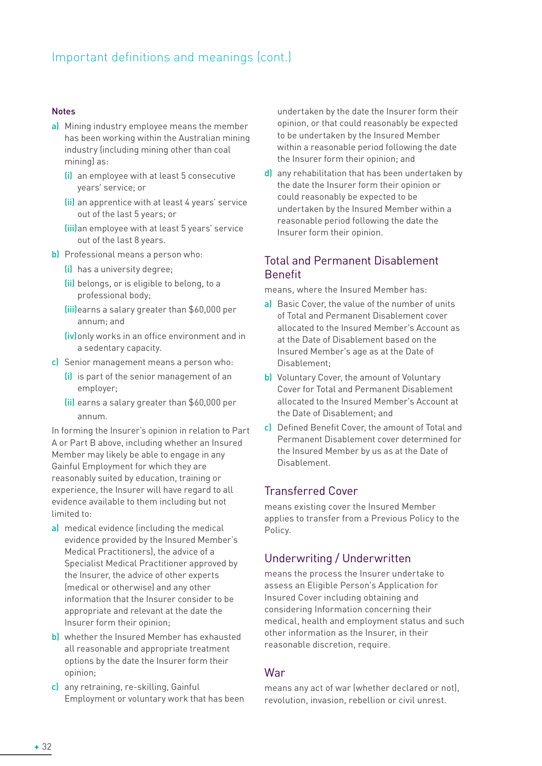## Important definitions and meanings (cont.)

**Notes**

a) Mining industry employee means the member has been working within the Australian mining industry (including mining other than coal mining) as:
   (i) an employee with at least 5 consecutive years' service; or
   (ii) an apprentice with at least 4 years' service out of the last 5 years; or
   (iii) an employee with at least 5 years' service out of the last 8 years.

b) Professional means a person who:
   (i) has a university degree;
   (ii) belongs, or is eligible to belong, to a professional body;
   (iii) earns a salary greater than $60,000 per annum; and
   (iv) only works in an office environment and in a sedentary capacity.

c) Senior management means a person who:
   (i) is part of the senior management of an employer;
   (ii) earns a salary greater than $60,000 per annum.

In forming the Insurer's opinion in relation to Part A or Part B above, including whether an Insured Member may likely be able to engage in any Gainful Employment for which they are reasonably suited by education, training or experience, the Insurer will have regard to all evidence available to them including but not limited to:

a) medical evidence (including the medical evidence provided by the Insured Member's Medical Practitioners), the advice of a Specialist Medical Practitioner approved by the Insurer, the advice of other experts (medical or otherwise) and any other information that the Insurer consider to be appropriate and relevant at the date the Insurer form their opinion;

b) whether the Insured Member has exhausted all reasonable and appropriate treatment options by the date the Insurer form their opinion;

c) any retraining, re-skilling, Gainful Employment or voluntary work that has been undertaken by the date the Insurer form their opinion, or that could reasonably be expected to be undertaken by the Insured Member within a reasonable period following the date the Insurer form their opinion; and

d) any rehabilitation that has been undertaken by the date the Insurer form their opinion or could reasonably be expected to be undertaken by the Insured Member within a reasonable period following the date the Insurer form their opinion.

### Total and Permanent Disablement Benefit

means, where the Insured Member has:

a) Basic Cover, the value of the number of units of Total and Permanent Disablement cover allocated to the Insured Member's Account as at the Date of Disablement based on the Insured Member's age as at the Date of Disablement;

b) Voluntary Cover, the amount of Voluntary Cover for Total and Permanent Disablement allocated to the Insured Member's Account at the Date of Disablement; and

c) Defined Benefit Cover, the amount of Total and Permanent Disablement cover determined for the Insured Member by us as at the Date of Disablement.

### Transferred Cover

means existing cover the Insured Member applies to transfer from a Previous Policy to the Policy.

### Underwriting / Underwritten

means the process the Insurer undertake to assess an Eligible Person's Application for Insured Cover including obtaining and considering Information concerning their medical, health and employment status and such other information as the Insurer, in their reasonable discretion, require.

### War

means any act of war (whether declared or not), revolution, invasion, rebellion or civil unrest.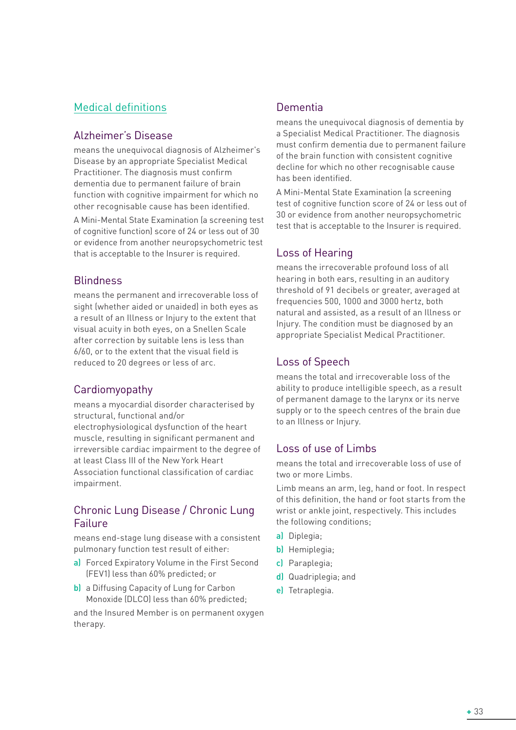## Medical definitions

### Alzheimer's Disease

means the unequivocal diagnosis of Alzheimer's Disease by an appropriate Specialist Medical Practitioner. The diagnosis must confirm dementia due to permanent failure of brain function with cognitive impairment for which no other recognisable cause has been identified.

A Mini-Mental State Examination (a screening test of cognitive function) score of 24 or less out of 30 or evidence from another neuropsychometric test that is acceptable to the Insurer is required.

### Blindness

means the permanent and irrecoverable loss of sight (whether aided or unaided) in both eyes as a result of an Illness or Injury to the extent that visual acuity in both eyes, on a Snellen Scale after correction by suitable lens is less than 6/60, or to the extent that the visual field is reduced to 20 degrees or less of arc.

### Cardiomyopathy

means a myocardial disorder characterised by structural, functional and/or electrophysiological dysfunction of the heart muscle, resulting in significant permanent and irreversible cardiac impairment to the degree of at least Class III of the New York Heart Association functional classification of cardiac impairment.

### Chronic Lung Disease / Chronic Lung Failure

means end-stage lung disease with a consistent pulmonary function test result of either:

a) Forced Expiratory Volume in the First Second (FEV1) less than 60% predicted; or

b) a Diffusing Capacity of Lung for Carbon Monoxide (DLCO) less than 60% predicted;

and the Insured Member is on permanent oxygen therapy.

### Dementia

means the unequivocal diagnosis of dementia by a Specialist Medical Practitioner. The diagnosis must confirm dementia due to permanent failure of the brain function with consistent cognitive decline for which no other recognisable cause has been identified.

A Mini-Mental State Examination (a screening test of cognitive function score of 24 or less out of 30 or evidence from another neuropsychometric test that is acceptable to the Insurer is required.

### Loss of Hearing

means the irrecoverable profound loss of all hearing in both ears, resulting in an auditory threshold of 91 decibels or greater, averaged at frequencies 500, 1000 and 3000 hertz, both natural and assisted, as a result of an Illness or Injury. The condition must be diagnosed by an appropriate Specialist Medical Practitioner.

### Loss of Speech

means the total and irrecoverable loss of the ability to produce intelligible speech, as a result of permanent damage to the larynx or its nerve supply or to the speech centres of the brain due to an Illness or Injury.

### Loss of use of Limbs

means the total and irrecoverable loss of use of two or more Limbs.

Limb means an arm, leg, hand or foot. In respect of this definition, the hand or foot starts from the wrist or ankle joint, respectively. This includes the following conditions;

a) Diplegia;

b) Hemiplegia;

c) Paraplegia;

d) Quadriplegia; and

e) Tetraplegia.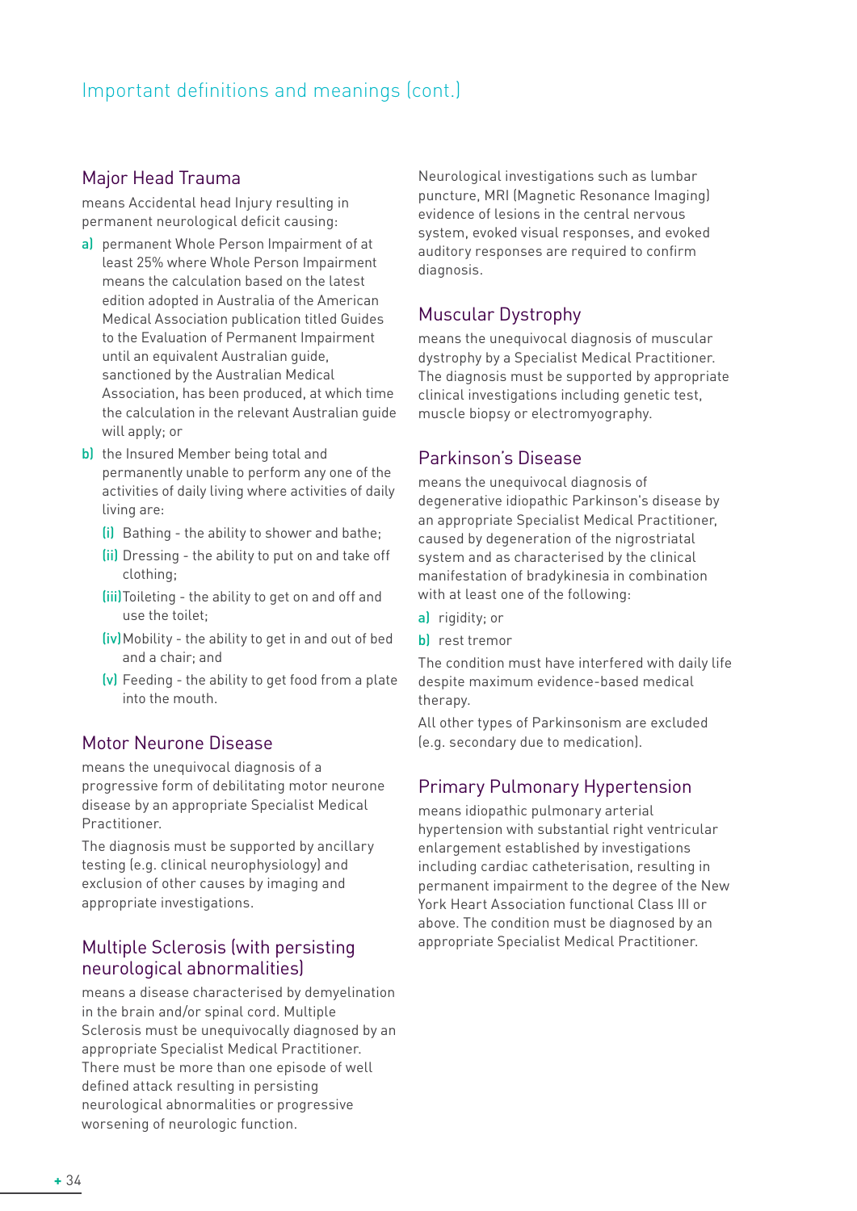## Important definitions and meanings (cont.)

### Major Head Trauma

means Accidental head Injury resulting in permanent neurological deficit causing:

a) permanent Whole Person Impairment of at least 25% where Whole Person Impairment means the calculation based on the latest edition adopted in Australia of the American Medical Association publication titled Guides to the Evaluation of Permanent Impairment until an equivalent Australian guide, sanctioned by the Australian Medical Association, has been produced, at which time the calculation in the relevant Australian guide will apply; or

b) the Insured Member being total and permanently unable to perform any one of the activities of daily living where activities of daily living are:

   (i) Bathing - the ability to shower and bathe;

   (ii) Dressing - the ability to put on and take off clothing;

   (iii) Toileting - the ability to get on and off and use the toilet;

   (iv) Mobility - the ability to get in and out of bed and a chair; and

   (v) Feeding - the ability to get food from a plate into the mouth.

### Motor Neurone Disease

means the unequivocal diagnosis of a progressive form of debilitating motor neurone disease by an appropriate Specialist Medical Practitioner.

The diagnosis must be supported by ancillary testing (e.g. clinical neurophysiology) and exclusion of other causes by imaging and appropriate investigations.

### Multiple Sclerosis (with persisting neurological abnormalities)

means a disease characterised by demyelination in the brain and/or spinal cord. Multiple Sclerosis must be unequivocally diagnosed by an appropriate Specialist Medical Practitioner. There must be more than one episode of well defined attack resulting in persisting neurological abnormalities or progressive worsening of neurologic function.

Neurological investigations such as lumbar puncture, MRI (Magnetic Resonance Imaging) evidence of lesions in the central nervous system, evoked visual responses, and evoked auditory responses are required to confirm diagnosis.

### Muscular Dystrophy

means the unequivocal diagnosis of muscular dystrophy by a Specialist Medical Practitioner. The diagnosis must be supported by appropriate clinical investigations including genetic test, muscle biopsy or electromyography.

### Parkinson's Disease

means the unequivocal diagnosis of degenerative idiopathic Parkinson's disease by an appropriate Specialist Medical Practitioner, caused by degeneration of the nigrostriatal system and as characterised by the clinical manifestation of bradykinesia in combination with at least one of the following:

a) rigidity; or

b) rest tremor

The condition must have interfered with daily life despite maximum evidence-based medical therapy.

All other types of Parkinsonism are excluded (e.g. secondary due to medication).

### Primary Pulmonary Hypertension

means idiopathic pulmonary arterial hypertension with substantial right ventricular enlargement established by investigations including cardiac catheterisation, resulting in permanent impairment to the degree of the New York Heart Association functional Class III or above. The condition must be diagnosed by an appropriate Specialist Medical Practitioner.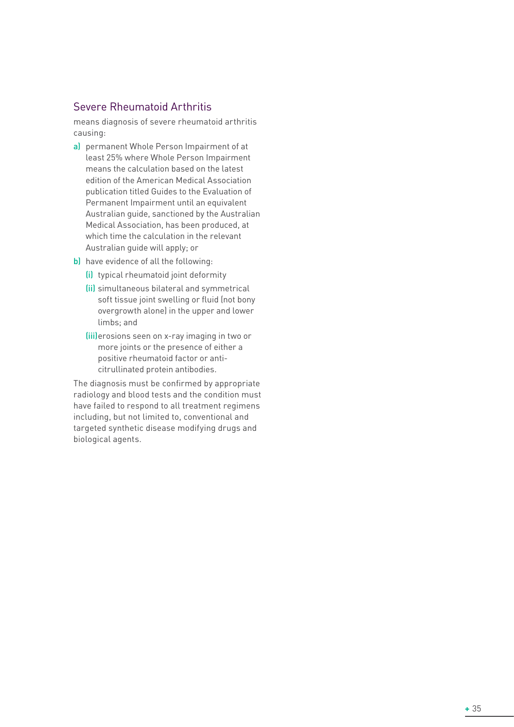## Severe Rheumatoid Arthritis

means diagnosis of severe rheumatoid arthritis causing:

a) permanent Whole Person Impairment of at least 25% where Whole Person Impairment means the calculation based on the latest edition of the American Medical Association publication titled Guides to the Evaluation of Permanent Impairment until an equivalent Australian guide, sanctioned by the Australian Medical Association, has been produced, at which time the calculation in the relevant Australian guide will apply; or

b) have evidence of all the following:

   (i) typical rheumatoid joint deformity

   (ii) simultaneous bilateral and symmetrical soft tissue joint swelling or fluid (not bony overgrowth alone) in the upper and lower limbs; and

   (iii) erosions seen on x-ray imaging in two or more joints or the presence of either a positive rheumatoid factor or anti-citrullinated protein antibodies.

The diagnosis must be confirmed by appropriate radiology and blood tests and the condition must have failed to respond to all treatment regimens including, but not limited to, conventional and targeted synthetic disease modifying drugs and biological agents.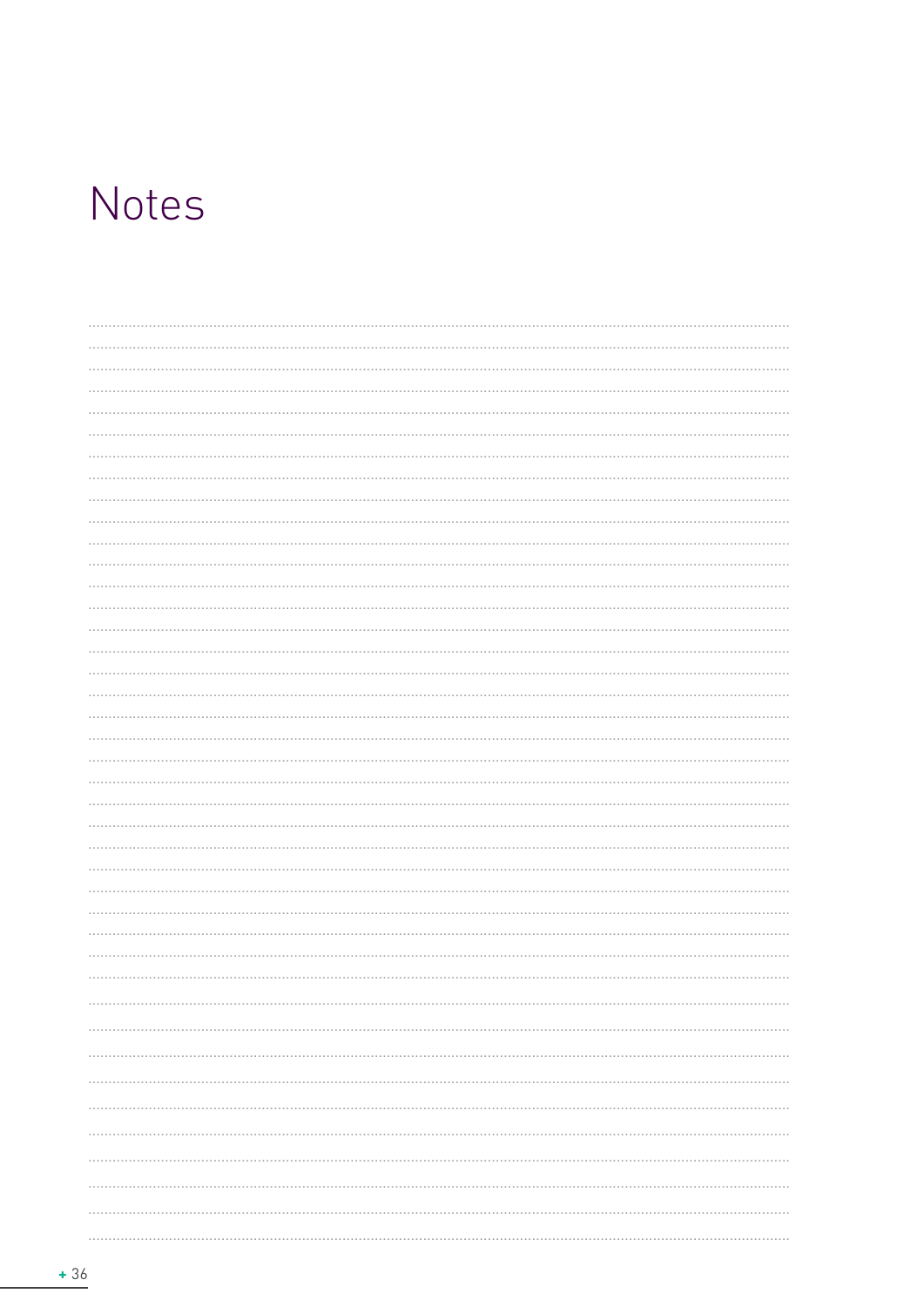# Notes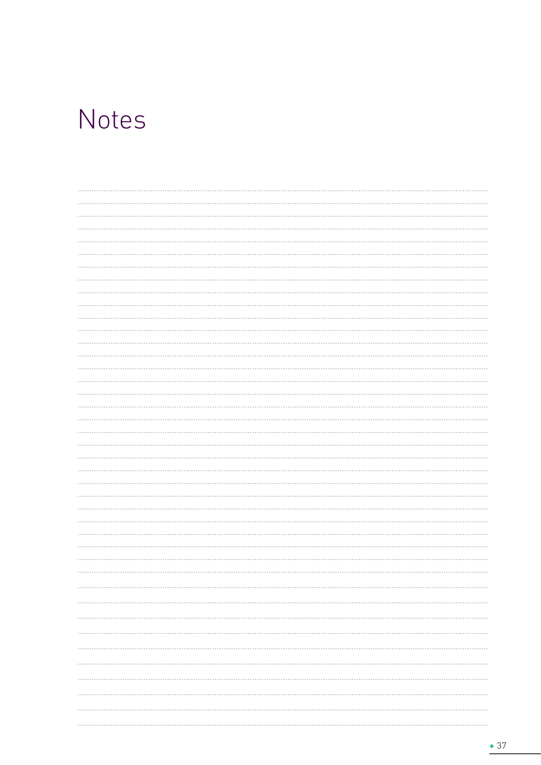# Notes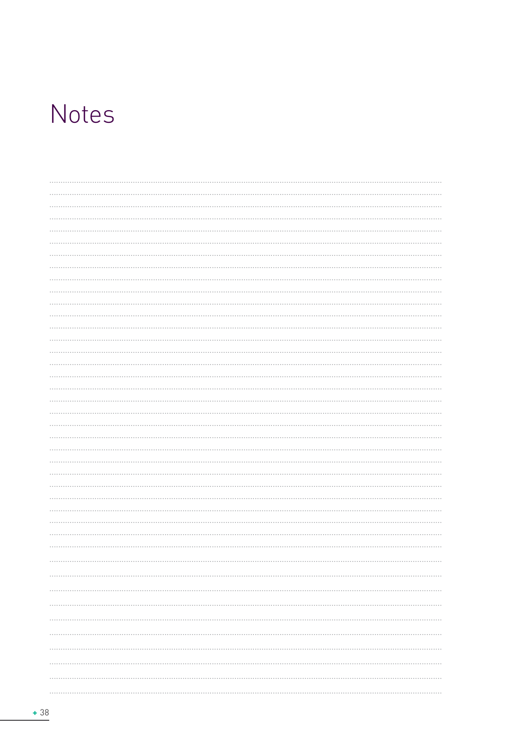# Notes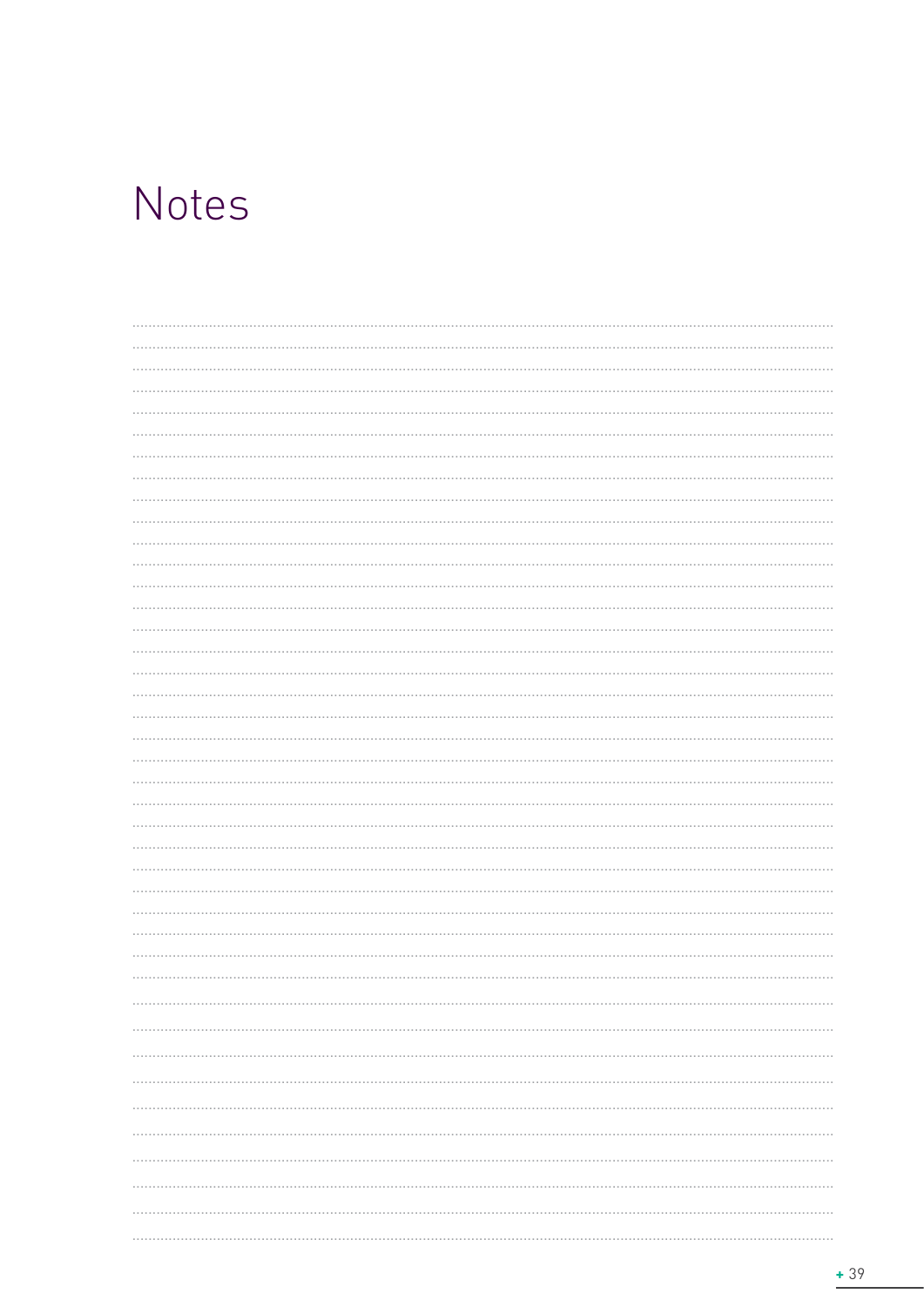# Notes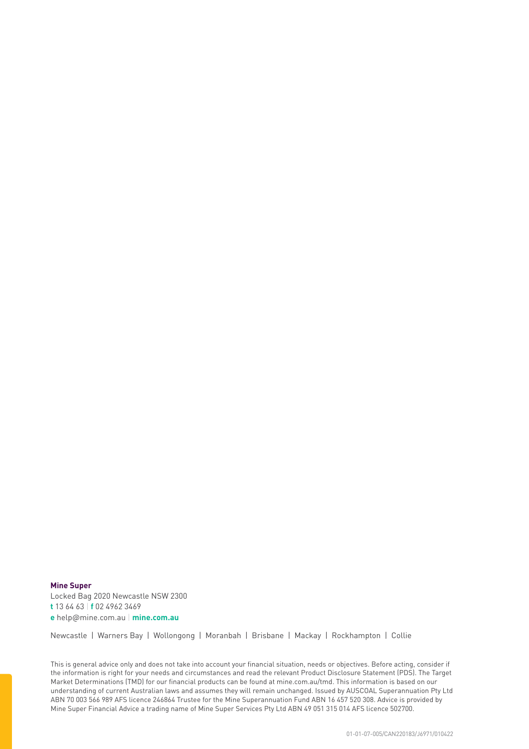**Mine Super**
Locked Bag 2020 Newcastle NSW 2300
**t** 13 64 63 | **f** 02 4962 3469
**e** help@mine.com.au | **mine.com.au**

Newcastle | Warners Bay | Wollongong | Moranbah | Brisbane | Mackay | Rockhampton | Collie

This is general advice only and does not take into account your financial situation, needs or objectives. Before acting, consider if the information is right for your needs and circumstances and read the relevant Product Disclosure Statement (PDS). The Target Market Determinations (TMD) for our financial products can be found at mine.com.au/tmd. This information is based on our understanding of current Australian laws and assumes they will remain unchanged. Issued by AUSCOAL Superannuation Pty Ltd ABN 70 003 566 989 AFS licence 246864 Trustee for the Mine Superannuation Fund ABN 16 457 520 308. Advice is provided by Mine Super Financial Advice a trading name of Mine Super Services Pty Ltd ABN 49 051 315 014 AFS licence 502700.

01-01-07-005/CAN220183/J6971/010422